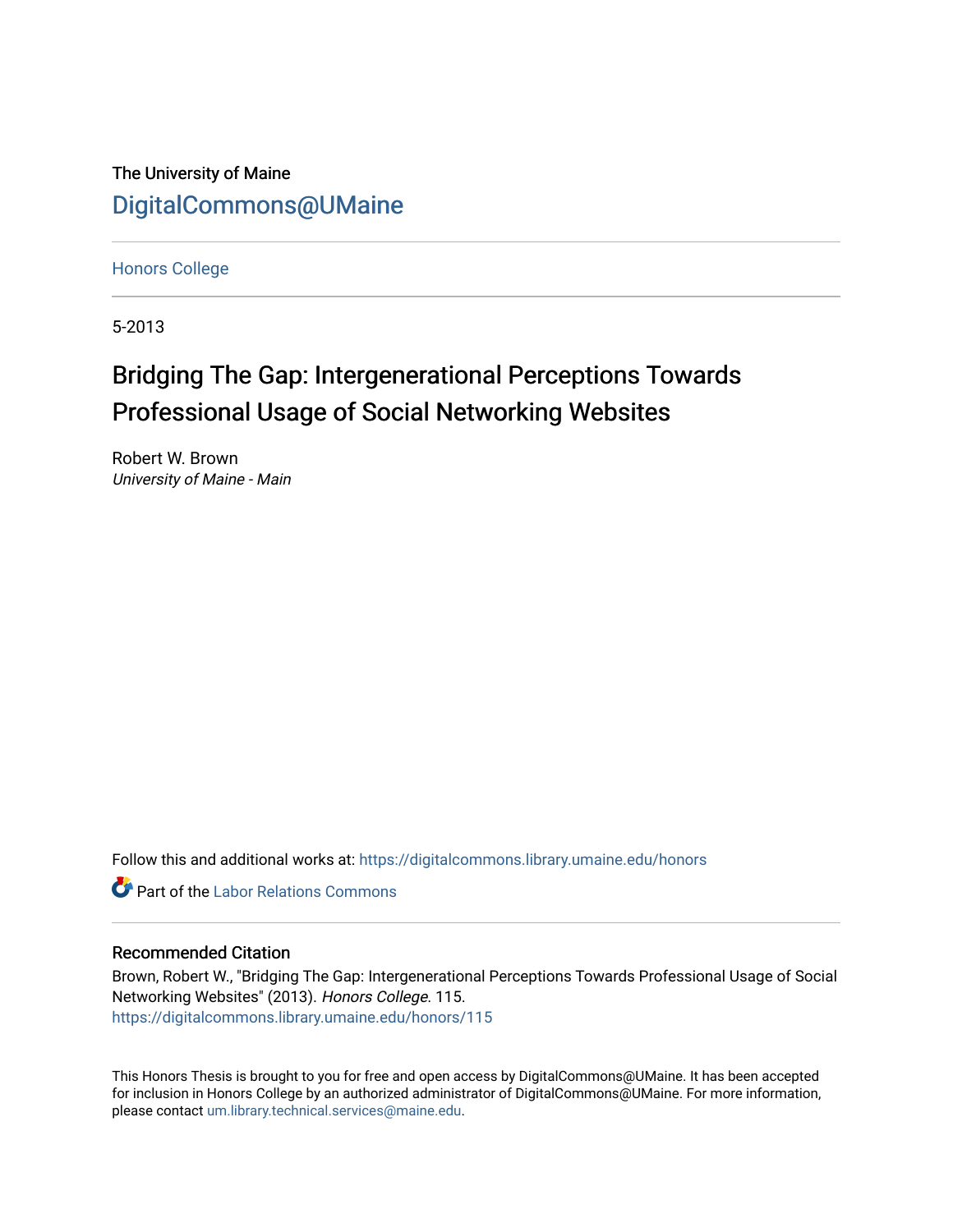The University of Maine

DigitalCommons@UMaine

Honors College

5-2013

# Bridging The Gap: Intergenerational Perceptions Towards Professional Usage of Social Networking Websites

Robert W. Brown
*University of Maine - Main*

Follow this and additional works at: https://digitalcommons.library.umaine.edu/honors

Part of the Labor Relations Commons

### Recommended Citation

Brown, Robert W., "Bridging The Gap: Intergenerational Perceptions Towards Professional Usage of Social Networking Websites" (2013). *Honors College*. 115.
https://digitalcommons.library.umaine.edu/honors/115

This Honors Thesis is brought to you for free and open access by DigitalCommons@UMaine. It has been accepted for inclusion in Honors College by an authorized administrator of DigitalCommons@UMaine. For more information, please contact um.library.technical.services@maine.edu.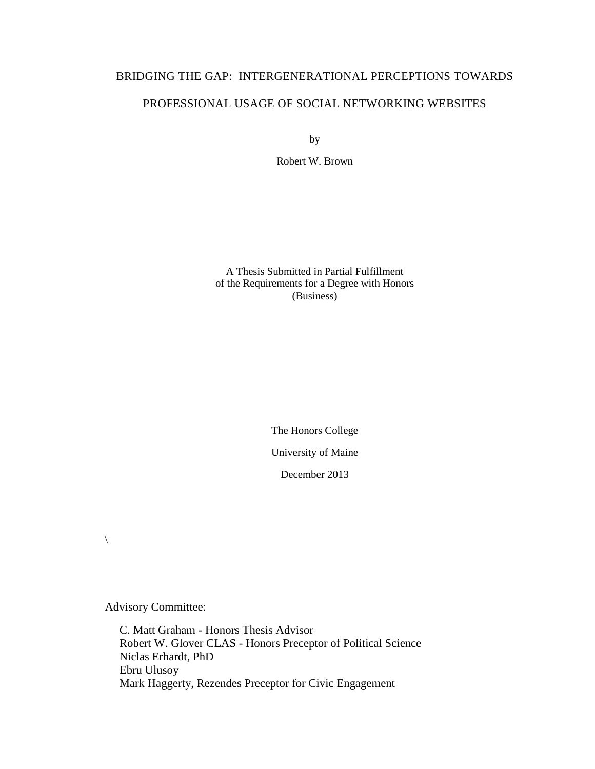# BRIDGING THE GAP: INTERGENERATIONAL PERCEPTIONS TOWARDS PROFESSIONAL USAGE OF SOCIAL NETWORKING WEBSITES

by

Robert W. Brown

A Thesis Submitted in Partial Fulfillment
of the Requirements for a Degree with Honors
(Business)

The Honors College

University of Maine

December 2013

\

Advisory Committee:

C. Matt Graham - Honors Thesis Advisor
Robert W. Glover CLAS - Honors Preceptor of Political Science
Niclas Erhardt, PhD
Ebru Ulusoy
Mark Haggerty, Rezendes Preceptor for Civic Engagement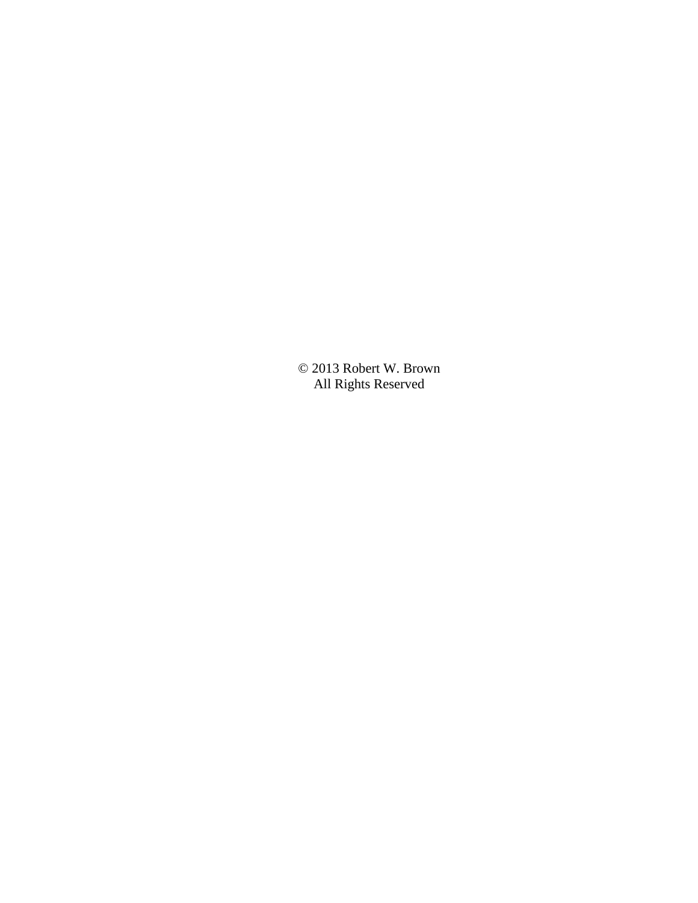© 2013 Robert W. Brown
All Rights Reserved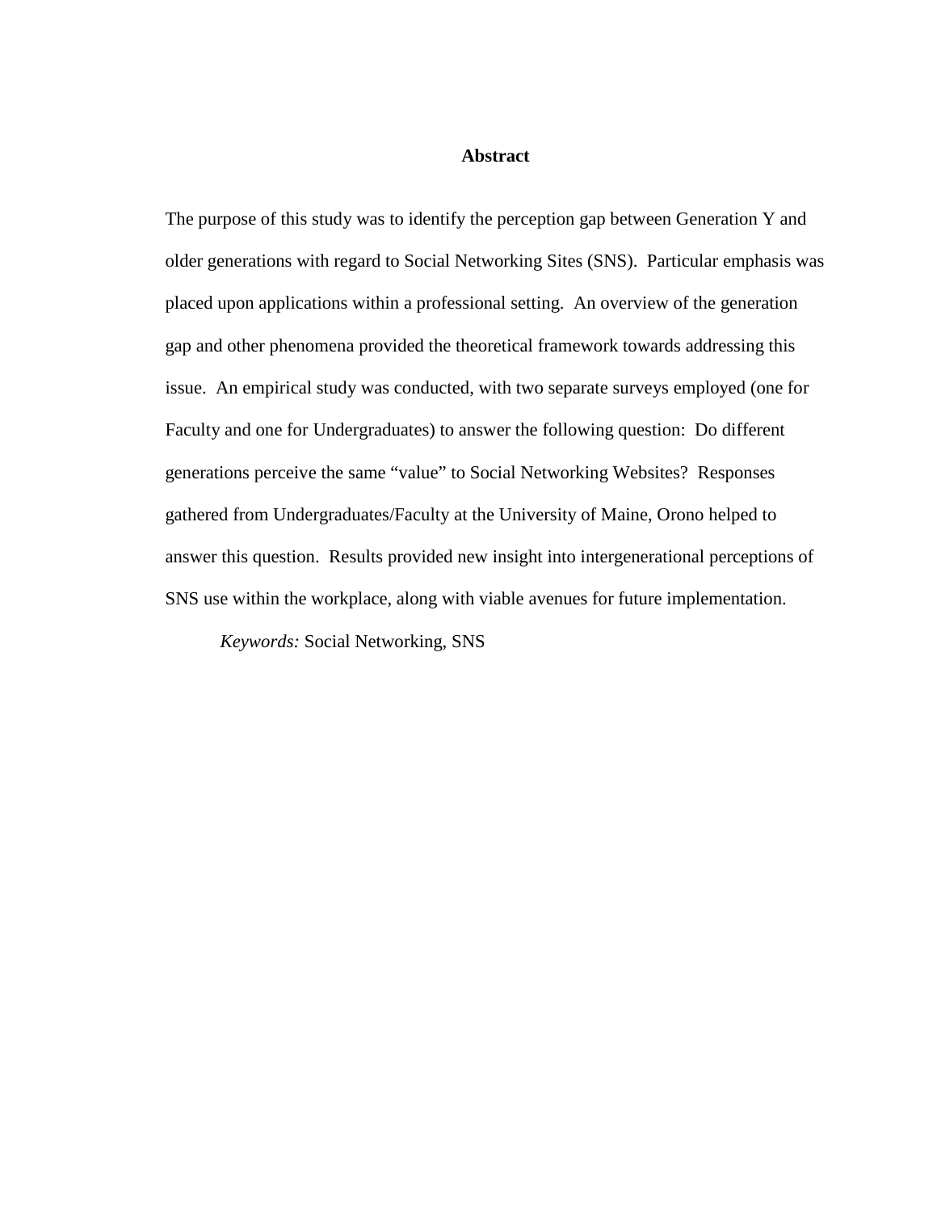# Abstract

The purpose of this study was to identify the perception gap between Generation Y and older generations with regard to Social Networking Sites (SNS). Particular emphasis was placed upon applications within a professional setting. An overview of the generation gap and other phenomena provided the theoretical framework towards addressing this issue. An empirical study was conducted, with two separate surveys employed (one for Faculty and one for Undergraduates) to answer the following question: Do different generations perceive the same "value" to Social Networking Websites? Responses gathered from Undergraduates/Faculty at the University of Maine, Orono helped to answer this question. Results provided new insight into intergenerational perceptions of SNS use within the workplace, along with viable avenues for future implementation.

*Keywords:* Social Networking, SNS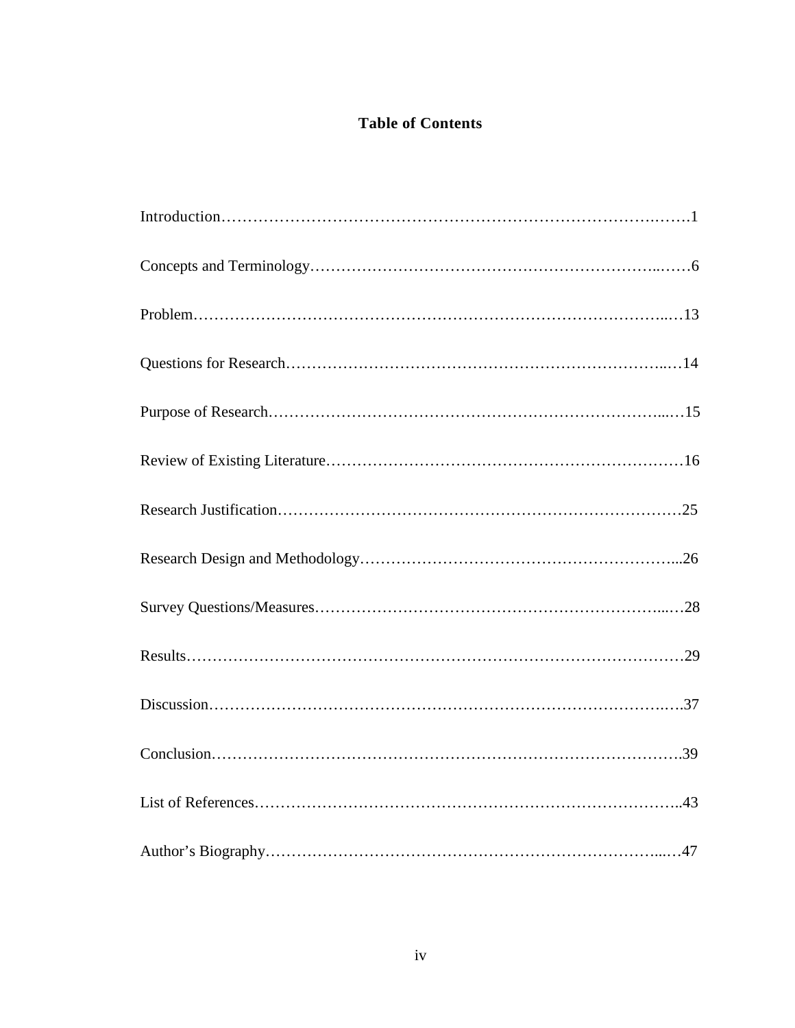# Table of Contents

Introduction……………………………………………………………………….…….1

Concepts and Terminology………………………………………………………..……6

Problem……………………………………………………………………………...…13

Questions for Research……………………………………………………………...…14

Purpose of Research………………………………………………………………...…15

Review of Existing Literature……………………………………………………………16

Research Justification……………………………………………………………………25

Research Design and Methodology…………………………………………………...26

Survey Questions/Measures……………………………………………………….....…28

Results……………………………………………………………………………………29

Discussion……………………………………………………………………………..….37

Conclusion……………………………………………………………………………….39

List of References………………………………………………………………………..43

Author's Biography……………………………………………………………………...…47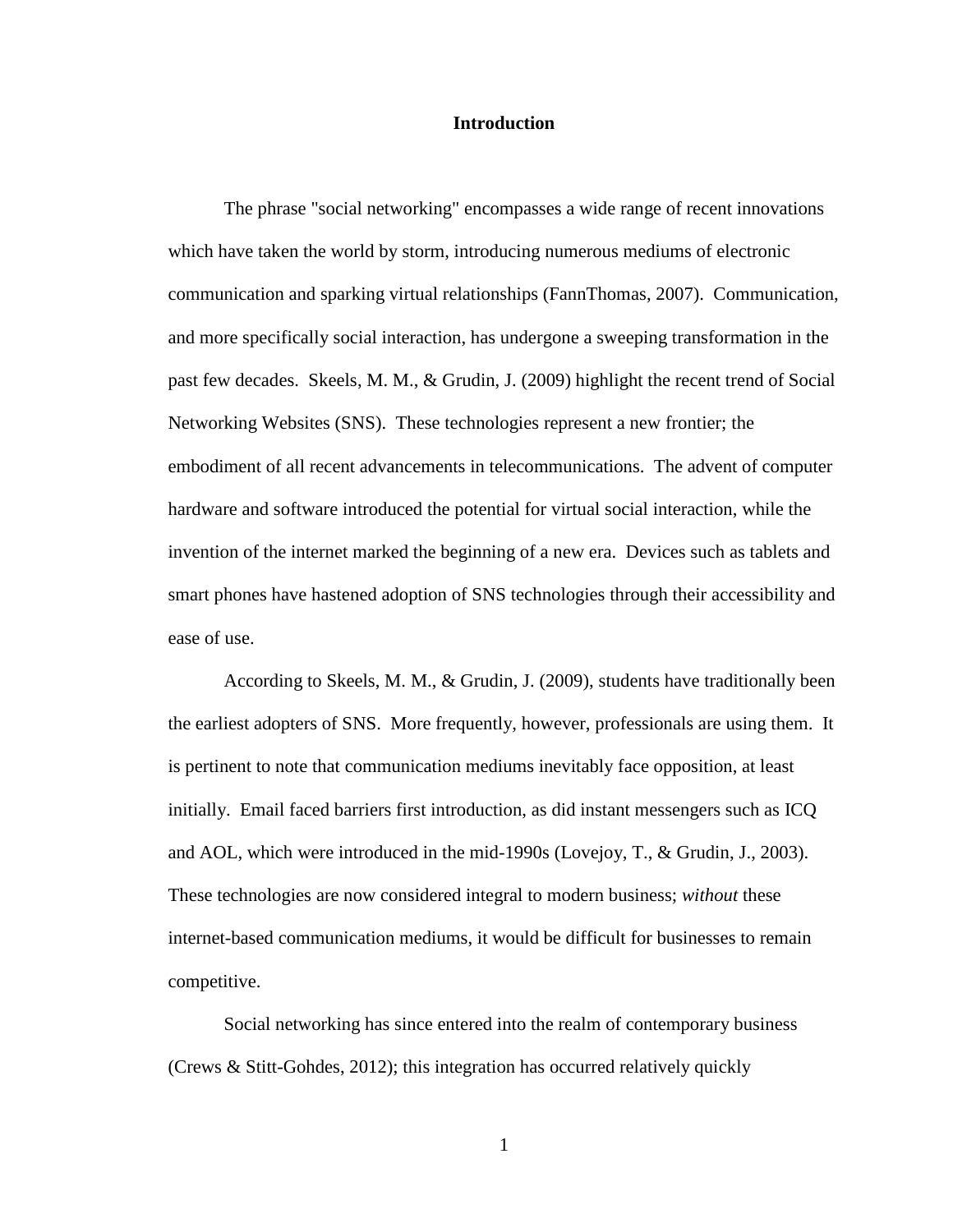# Introduction

The phrase "social networking" encompasses a wide range of recent innovations which have taken the world by storm, introducing numerous mediums of electronic communication and sparking virtual relationships (FannThomas, 2007). Communication, and more specifically social interaction, has undergone a sweeping transformation in the past few decades. Skeels, M. M., & Grudin, J. (2009) highlight the recent trend of Social Networking Websites (SNS). These technologies represent a new frontier; the embodiment of all recent advancements in telecommunications. The advent of computer hardware and software introduced the potential for virtual social interaction, while the invention of the internet marked the beginning of a new era. Devices such as tablets and smart phones have hastened adoption of SNS technologies through their accessibility and ease of use.

According to Skeels, M. M., & Grudin, J. (2009), students have traditionally been the earliest adopters of SNS. More frequently, however, professionals are using them. It is pertinent to note that communication mediums inevitably face opposition, at least initially. Email faced barriers first introduction, as did instant messengers such as ICQ and AOL, which were introduced in the mid-1990s (Lovejoy, T., & Grudin, J., 2003). These technologies are now considered integral to modern business; *without* these internet-based communication mediums, it would be difficult for businesses to remain competitive.

Social networking has since entered into the realm of contemporary business (Crews & Stitt-Gohdes, 2012); this integration has occurred relatively quickly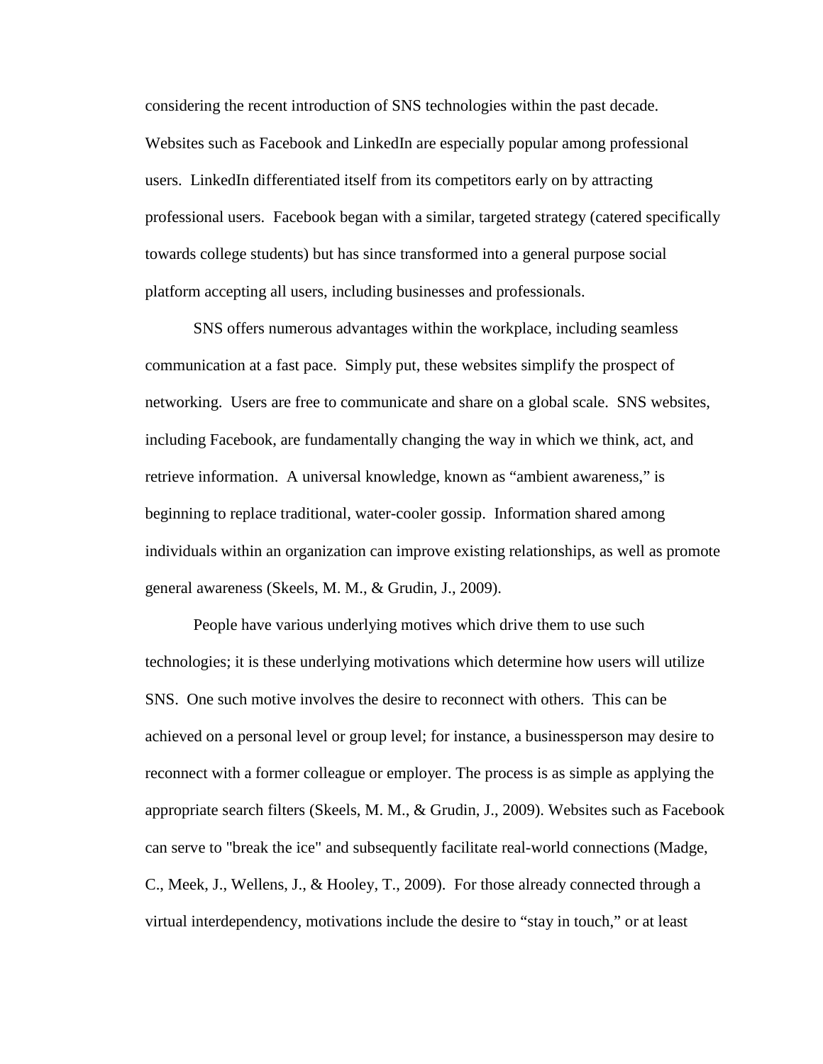considering the recent introduction of SNS technologies within the past decade. Websites such as Facebook and LinkedIn are especially popular among professional users. LinkedIn differentiated itself from its competitors early on by attracting professional users. Facebook began with a similar, targeted strategy (catered specifically towards college students) but has since transformed into a general purpose social platform accepting all users, including businesses and professionals.

SNS offers numerous advantages within the workplace, including seamless communication at a fast pace. Simply put, these websites simplify the prospect of networking. Users are free to communicate and share on a global scale. SNS websites, including Facebook, are fundamentally changing the way in which we think, act, and retrieve information. A universal knowledge, known as "ambient awareness," is beginning to replace traditional, water-cooler gossip. Information shared among individuals within an organization can improve existing relationships, as well as promote general awareness (Skeels, M. M., & Grudin, J., 2009).

People have various underlying motives which drive them to use such technologies; it is these underlying motivations which determine how users will utilize SNS. One such motive involves the desire to reconnect with others. This can be achieved on a personal level or group level; for instance, a businessperson may desire to reconnect with a former colleague or employer. The process is as simple as applying the appropriate search filters (Skeels, M. M., & Grudin, J., 2009). Websites such as Facebook can serve to "break the ice" and subsequently facilitate real-world connections (Madge, C., Meek, J., Wellens, J., & Hooley, T., 2009). For those already connected through a virtual interdependency, motivations include the desire to "stay in touch," or at least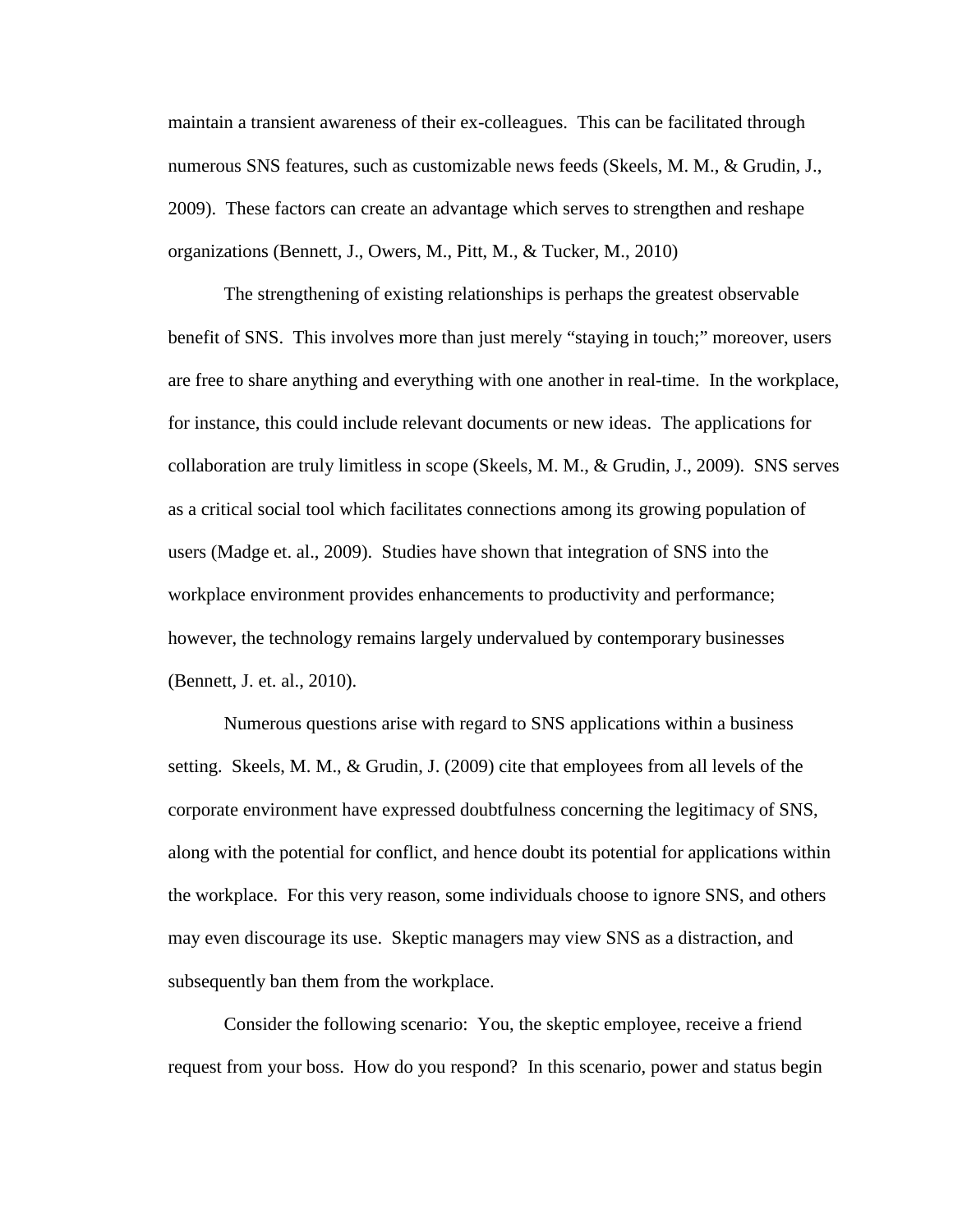maintain a transient awareness of their ex-colleagues. This can be facilitated through numerous SNS features, such as customizable news feeds (Skeels, M. M., & Grudin, J., 2009). These factors can create an advantage which serves to strengthen and reshape organizations (Bennett, J., Owers, M., Pitt, M., & Tucker, M., 2010)

The strengthening of existing relationships is perhaps the greatest observable benefit of SNS. This involves more than just merely "staying in touch;" moreover, users are free to share anything and everything with one another in real-time. In the workplace, for instance, this could include relevant documents or new ideas. The applications for collaboration are truly limitless in scope (Skeels, M. M., & Grudin, J., 2009). SNS serves as a critical social tool which facilitates connections among its growing population of users (Madge et. al., 2009). Studies have shown that integration of SNS into the workplace environment provides enhancements to productivity and performance; however, the technology remains largely undervalued by contemporary businesses (Bennett, J. et. al., 2010).

Numerous questions arise with regard to SNS applications within a business setting. Skeels, M. M., & Grudin, J. (2009) cite that employees from all levels of the corporate environment have expressed doubtfulness concerning the legitimacy of SNS, along with the potential for conflict, and hence doubt its potential for applications within the workplace. For this very reason, some individuals choose to ignore SNS, and others may even discourage its use. Skeptic managers may view SNS as a distraction, and subsequently ban them from the workplace.

Consider the following scenario: You, the skeptic employee, receive a friend request from your boss. How do you respond? In this scenario, power and status begin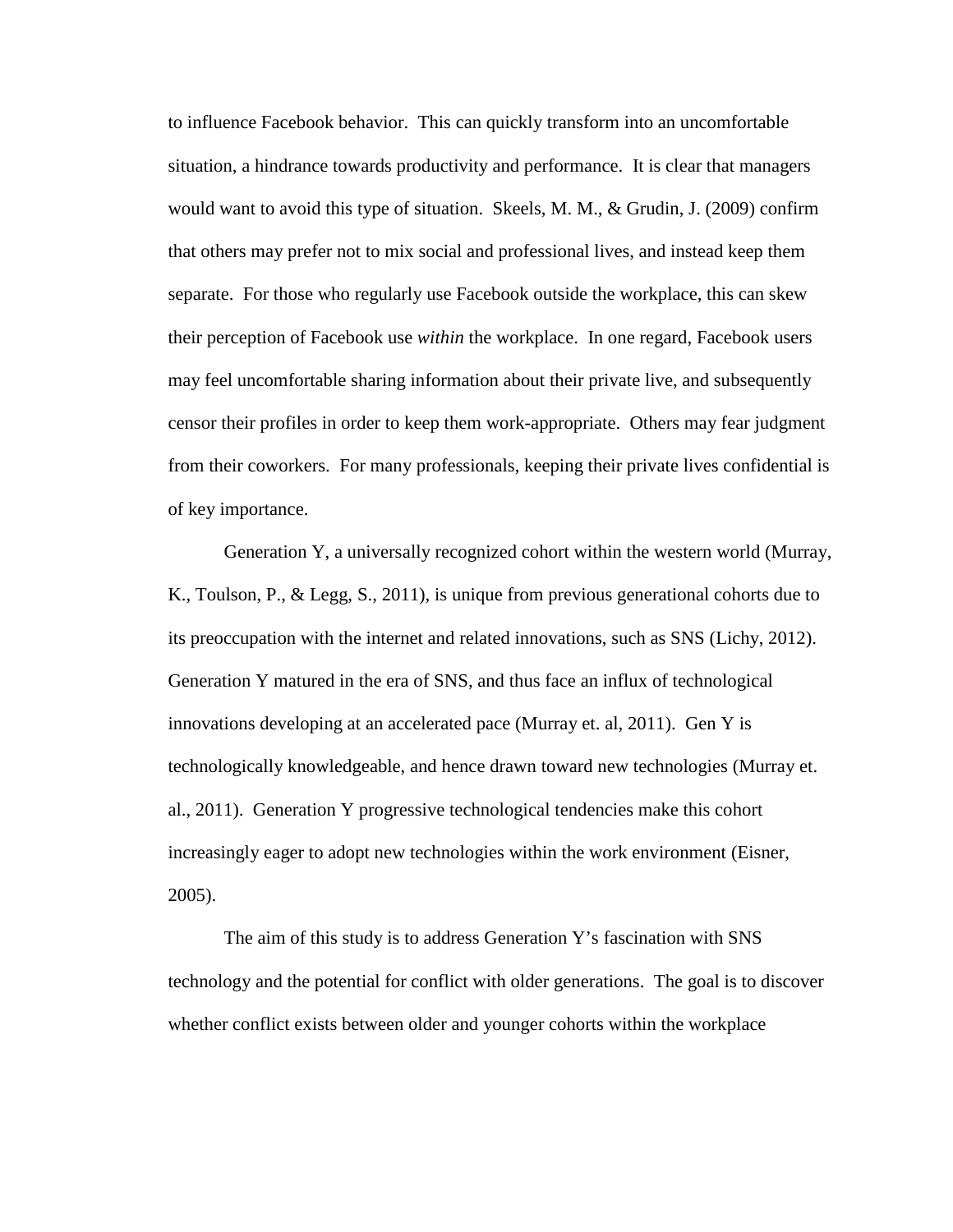to influence Facebook behavior. This can quickly transform into an uncomfortable situation, a hindrance towards productivity and performance. It is clear that managers would want to avoid this type of situation. Skeels, M. M., & Grudin, J. (2009) confirm that others may prefer not to mix social and professional lives, and instead keep them separate. For those who regularly use Facebook outside the workplace, this can skew their perception of Facebook use *within* the workplace. In one regard, Facebook users may feel uncomfortable sharing information about their private live, and subsequently censor their profiles in order to keep them work-appropriate. Others may fear judgment from their coworkers. For many professionals, keeping their private lives confidential is of key importance.

Generation Y, a universally recognized cohort within the western world (Murray, K., Toulson, P., & Legg, S., 2011), is unique from previous generational cohorts due to its preoccupation with the internet and related innovations, such as SNS (Lichy, 2012). Generation Y matured in the era of SNS, and thus face an influx of technological innovations developing at an accelerated pace (Murray et. al, 2011). Gen Y is technologically knowledgeable, and hence drawn toward new technologies (Murray et. al., 2011). Generation Y progressive technological tendencies make this cohort increasingly eager to adopt new technologies within the work environment (Eisner, 2005).

The aim of this study is to address Generation Y's fascination with SNS technology and the potential for conflict with older generations. The goal is to discover whether conflict exists between older and younger cohorts within the workplace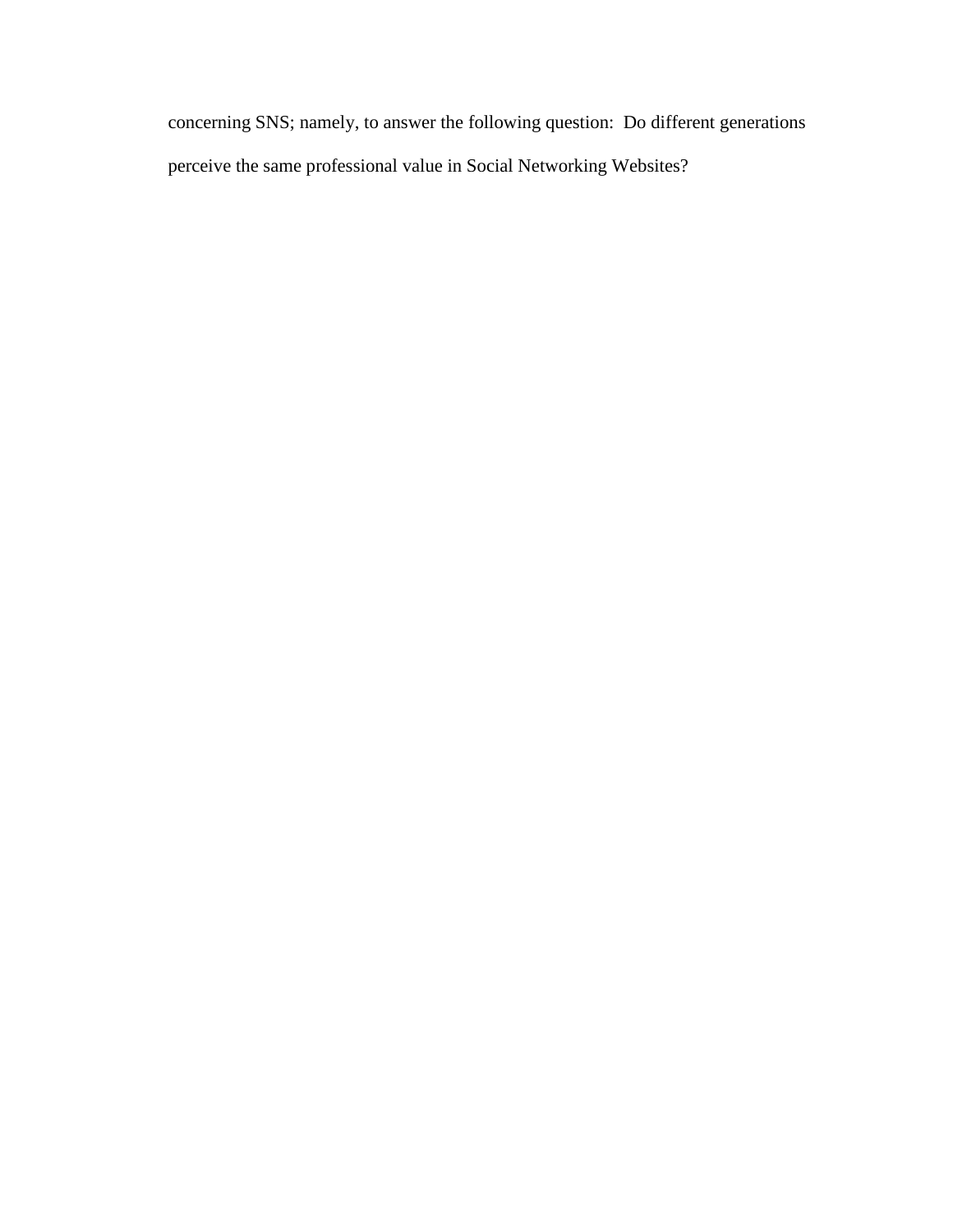concerning SNS; namely, to answer the following question:  Do different generations perceive the same professional value in Social Networking Websites?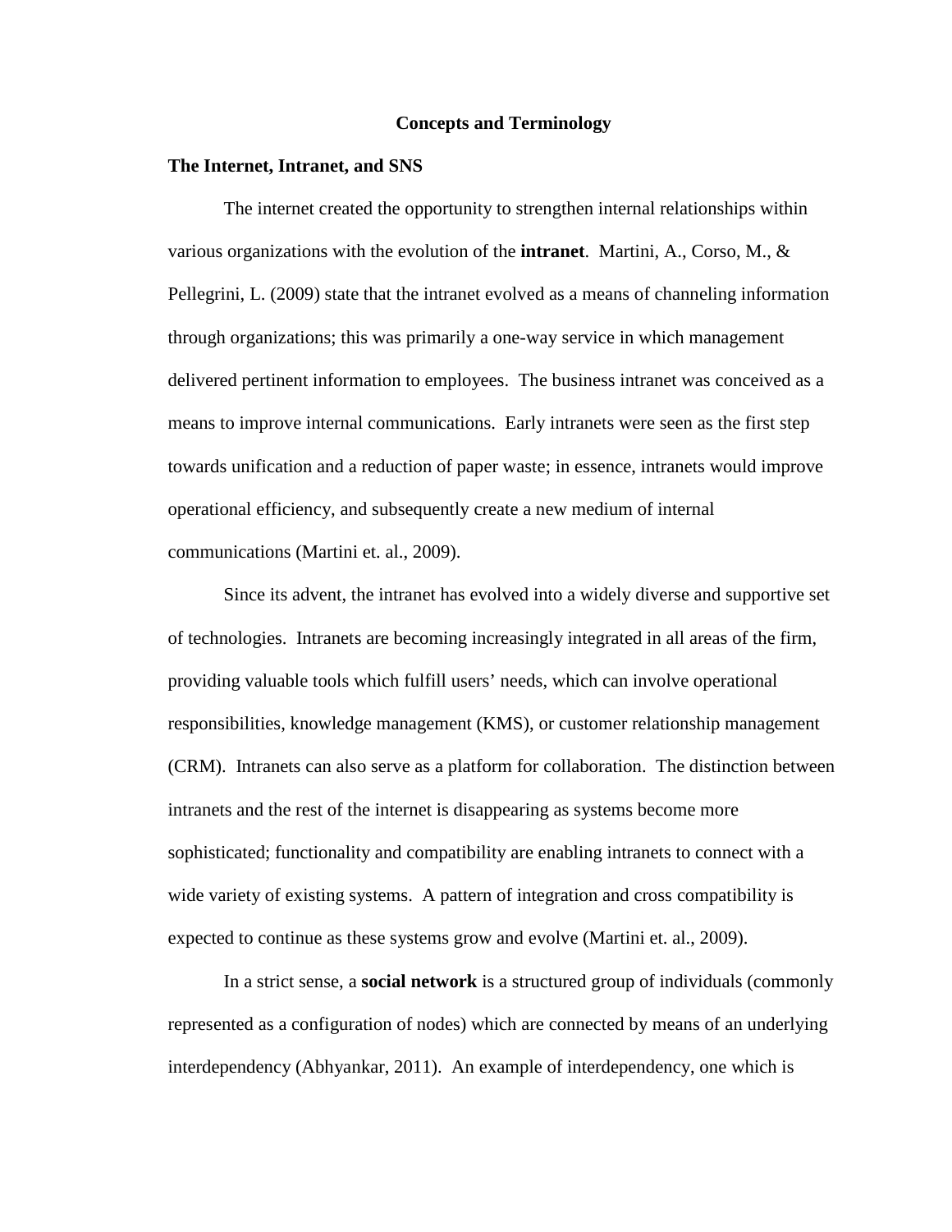## Concepts and Terminology

### The Internet, Intranet, and SNS

The internet created the opportunity to strengthen internal relationships within various organizations with the evolution of the **intranet**. Martini, A., Corso, M., & Pellegrini, L. (2009) state that the intranet evolved as a means of channeling information through organizations; this was primarily a one-way service in which management delivered pertinent information to employees. The business intranet was conceived as a means to improve internal communications. Early intranets were seen as the first step towards unification and a reduction of paper waste; in essence, intranets would improve operational efficiency, and subsequently create a new medium of internal communications (Martini et. al., 2009).

Since its advent, the intranet has evolved into a widely diverse and supportive set of technologies. Intranets are becoming increasingly integrated in all areas of the firm, providing valuable tools which fulfill users' needs, which can involve operational responsibilities, knowledge management (KMS), or customer relationship management (CRM). Intranets can also serve as a platform for collaboration. The distinction between intranets and the rest of the internet is disappearing as systems become more sophisticated; functionality and compatibility are enabling intranets to connect with a wide variety of existing systems. A pattern of integration and cross compatibility is expected to continue as these systems grow and evolve (Martini et. al., 2009).

In a strict sense, a **social network** is a structured group of individuals (commonly represented as a configuration of nodes) which are connected by means of an underlying interdependency (Abhyankar, 2011). An example of interdependency, one which is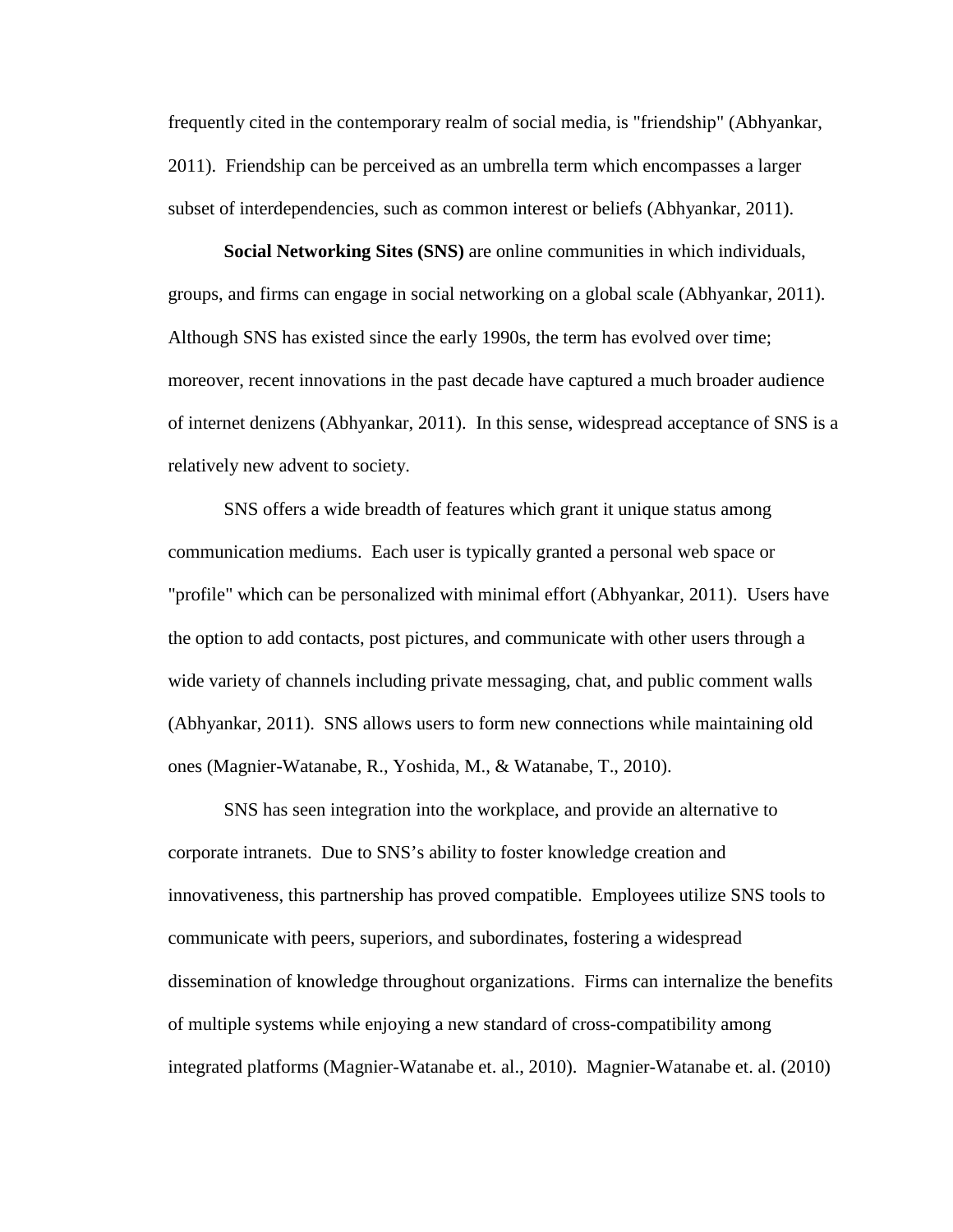frequently cited in the contemporary realm of social media, is "friendship" (Abhyankar, 2011). Friendship can be perceived as an umbrella term which encompasses a larger subset of interdependencies, such as common interest or beliefs (Abhyankar, 2011).

**Social Networking Sites (SNS)** are online communities in which individuals, groups, and firms can engage in social networking on a global scale (Abhyankar, 2011). Although SNS has existed since the early 1990s, the term has evolved over time; moreover, recent innovations in the past decade have captured a much broader audience of internet denizens (Abhyankar, 2011). In this sense, widespread acceptance of SNS is a relatively new advent to society.

SNS offers a wide breadth of features which grant it unique status among communication mediums. Each user is typically granted a personal web space or "profile" which can be personalized with minimal effort (Abhyankar, 2011). Users have the option to add contacts, post pictures, and communicate with other users through a wide variety of channels including private messaging, chat, and public comment walls (Abhyankar, 2011). SNS allows users to form new connections while maintaining old ones (Magnier-Watanabe, R., Yoshida, M., & Watanabe, T., 2010).

SNS has seen integration into the workplace, and provide an alternative to corporate intranets. Due to SNS's ability to foster knowledge creation and innovativeness, this partnership has proved compatible. Employees utilize SNS tools to communicate with peers, superiors, and subordinates, fostering a widespread dissemination of knowledge throughout organizations. Firms can internalize the benefits of multiple systems while enjoying a new standard of cross-compatibility among integrated platforms (Magnier-Watanabe et. al., 2010). Magnier-Watanabe et. al. (2010)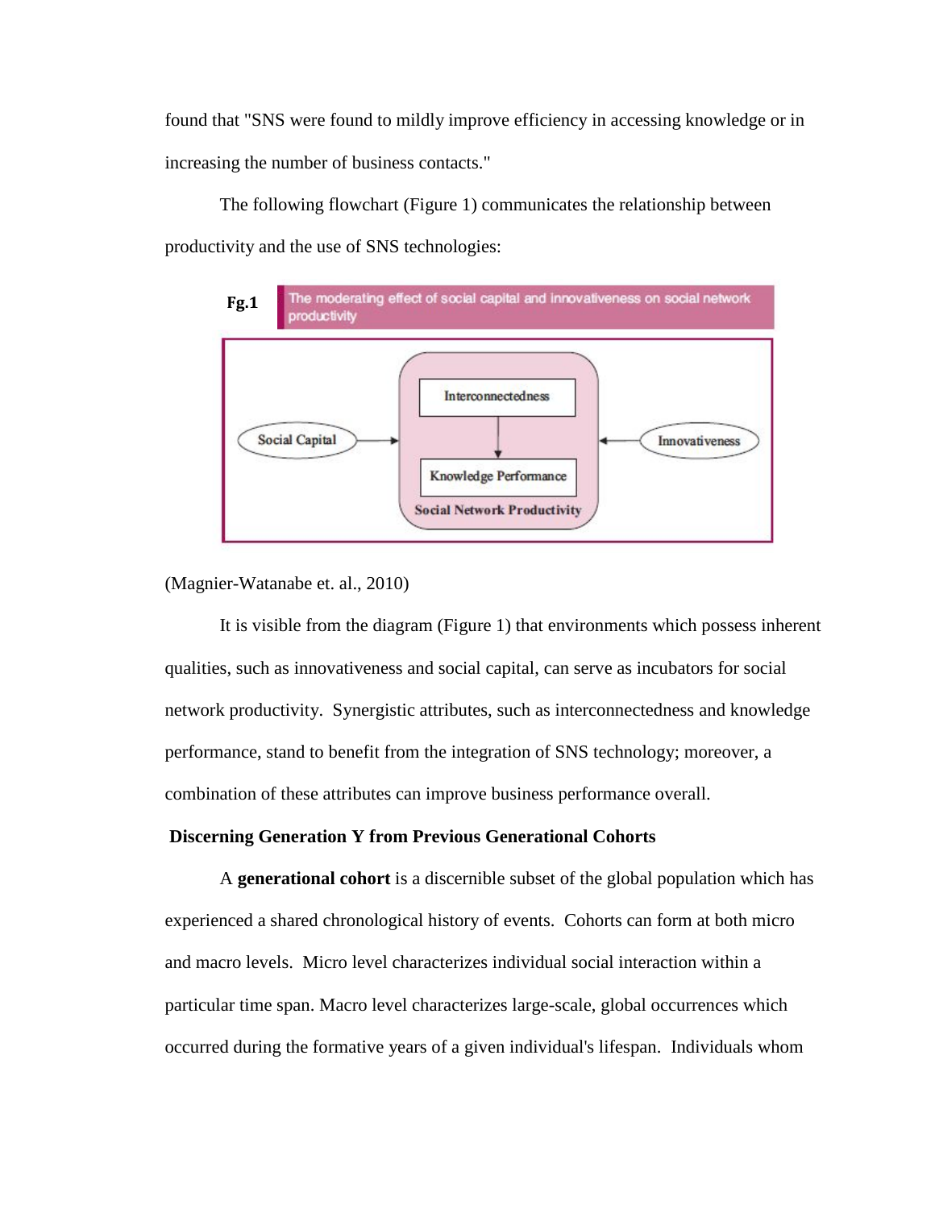found that "SNS were found to mildly improve efficiency in accessing knowledge or in increasing the number of business contacts."

The following flowchart (Figure 1) communicates the relationship between productivity and the use of SNS technologies:

**Fg.1** The moderating effect of social capital and innovativeness on social network productivity

Social Capital → [Interconnectedness → Knowledge Performance — Social Network Productivity] ← Innovativeness

(Magnier-Watanabe et. al., 2010)

It is visible from the diagram (Figure 1) that environments which possess inherent qualities, such as innovativeness and social capital, can serve as incubators for social network productivity. Synergistic attributes, such as interconnectedness and knowledge performance, stand to benefit from the integration of SNS technology; moreover, a combination of these attributes can improve business performance overall.

## Discerning Generation Y from Previous Generational Cohorts

A **generational cohort** is a discernible subset of the global population which has experienced a shared chronological history of events. Cohorts can form at both micro and macro levels. Micro level characterizes individual social interaction within a particular time span. Macro level characterizes large-scale, global occurrences which occurred during the formative years of a given individual's lifespan. Individuals whom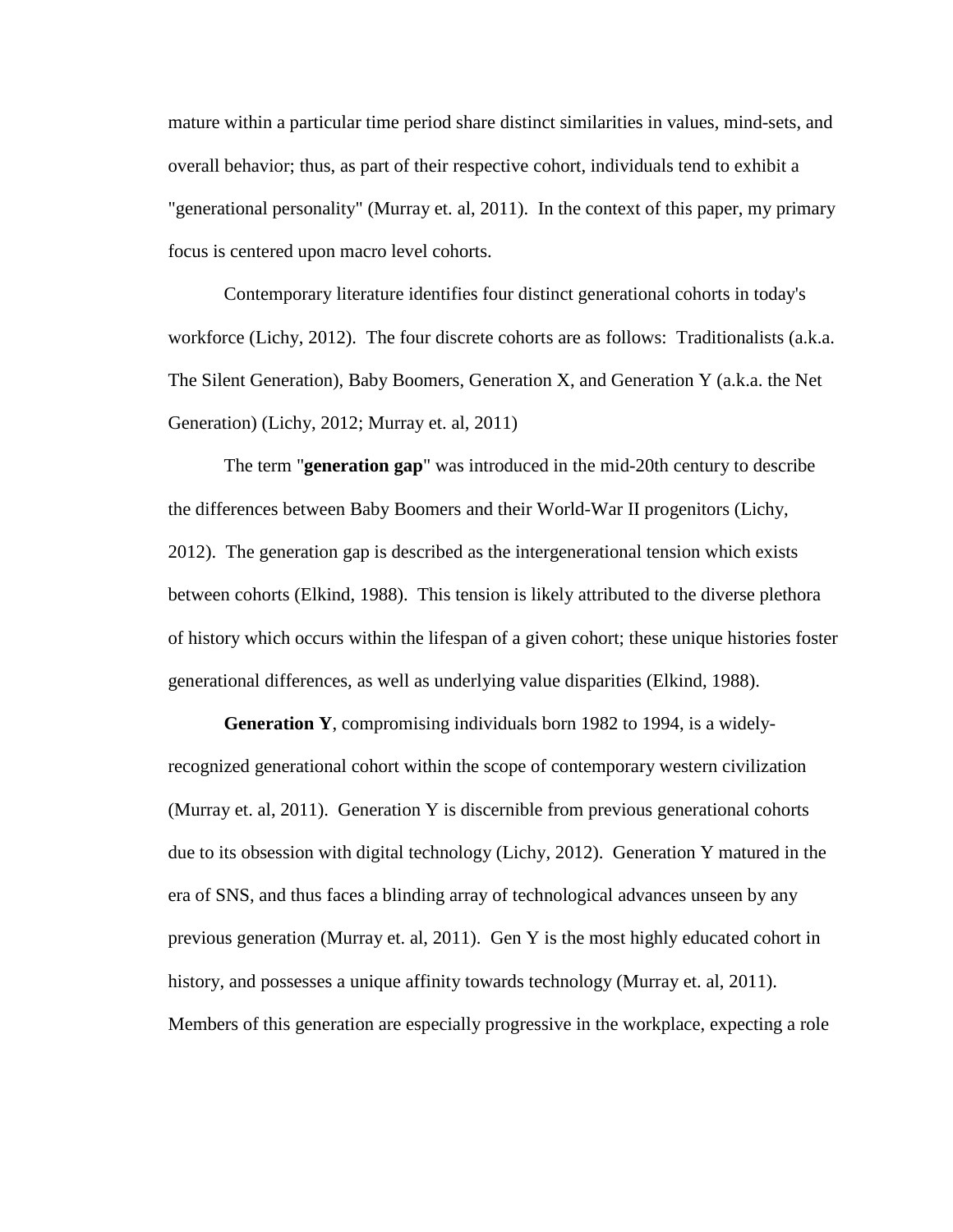mature within a particular time period share distinct similarities in values, mind-sets, and overall behavior; thus, as part of their respective cohort, individuals tend to exhibit a "generational personality" (Murray et. al, 2011). In the context of this paper, my primary focus is centered upon macro level cohorts.

Contemporary literature identifies four distinct generational cohorts in today's workforce (Lichy, 2012). The four discrete cohorts are as follows: Traditionalists (a.k.a. The Silent Generation), Baby Boomers, Generation X, and Generation Y (a.k.a. the Net Generation) (Lichy, 2012; Murray et. al, 2011)

The term "**generation gap**" was introduced in the mid-20th century to describe the differences between Baby Boomers and their World-War II progenitors (Lichy, 2012). The generation gap is described as the intergenerational tension which exists between cohorts (Elkind, 1988). This tension is likely attributed to the diverse plethora of history which occurs within the lifespan of a given cohort; these unique histories foster generational differences, as well as underlying value disparities (Elkind, 1988).

**Generation Y**, compromising individuals born 1982 to 1994, is a widely-recognized generational cohort within the scope of contemporary western civilization (Murray et. al, 2011). Generation Y is discernible from previous generational cohorts due to its obsession with digital technology (Lichy, 2012). Generation Y matured in the era of SNS, and thus faces a blinding array of technological advances unseen by any previous generation (Murray et. al, 2011). Gen Y is the most highly educated cohort in history, and possesses a unique affinity towards technology (Murray et. al, 2011). Members of this generation are especially progressive in the workplace, expecting a role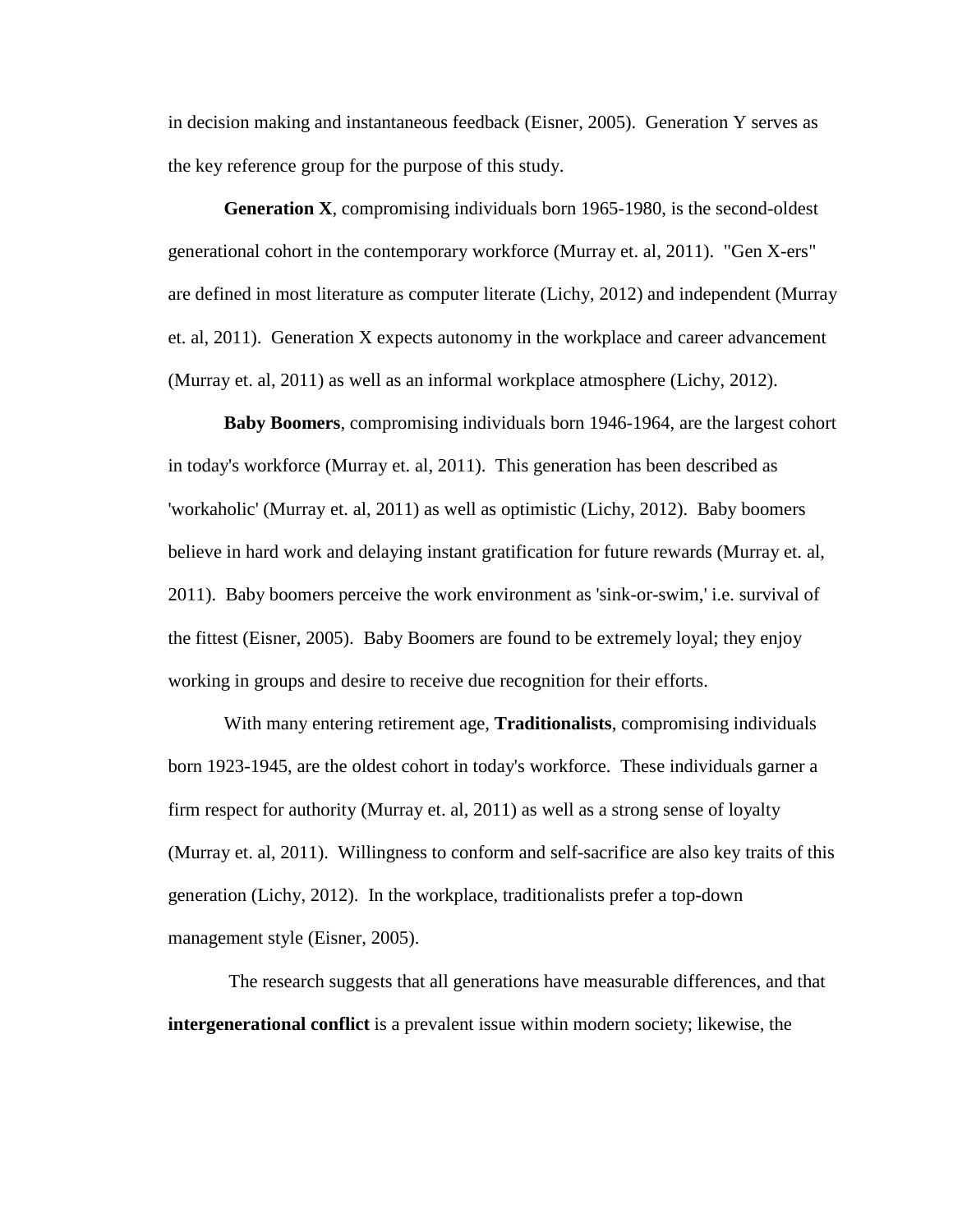in decision making and instantaneous feedback (Eisner, 2005). Generation Y serves as the key reference group for the purpose of this study.

**Generation X**, compromising individuals born 1965-1980, is the second-oldest generational cohort in the contemporary workforce (Murray et. al, 2011). "Gen X-ers" are defined in most literature as computer literate (Lichy, 2012) and independent (Murray et. al, 2011). Generation X expects autonomy in the workplace and career advancement (Murray et. al, 2011) as well as an informal workplace atmosphere (Lichy, 2012).

**Baby Boomers**, compromising individuals born 1946-1964, are the largest cohort in today's workforce (Murray et. al, 2011). This generation has been described as 'workaholic' (Murray et. al, 2011) as well as optimistic (Lichy, 2012). Baby boomers believe in hard work and delaying instant gratification for future rewards (Murray et. al, 2011). Baby boomers perceive the work environment as 'sink-or-swim,' i.e. survival of the fittest (Eisner, 2005). Baby Boomers are found to be extremely loyal; they enjoy working in groups and desire to receive due recognition for their efforts.

With many entering retirement age, **Traditionalists**, compromising individuals born 1923-1945, are the oldest cohort in today's workforce. These individuals garner a firm respect for authority (Murray et. al, 2011) as well as a strong sense of loyalty (Murray et. al, 2011). Willingness to conform and self-sacrifice are also key traits of this generation (Lichy, 2012). In the workplace, traditionalists prefer a top-down management style (Eisner, 2005).

The research suggests that all generations have measurable differences, and that **intergenerational conflict** is a prevalent issue within modern society; likewise, the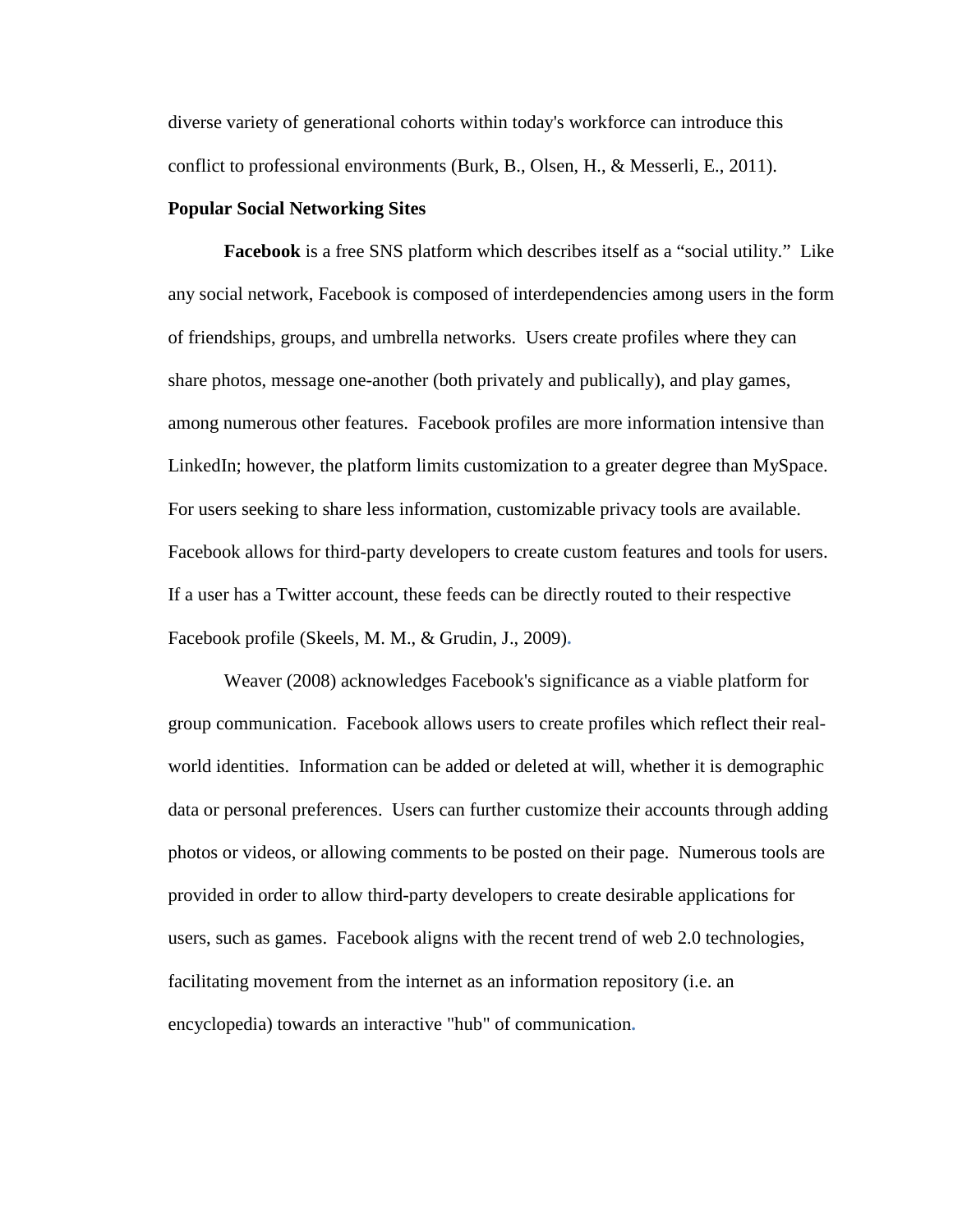diverse variety of generational cohorts within today's workforce can introduce this conflict to professional environments (Burk, B., Olsen, H., & Messerli, E., 2011).

**Popular Social Networking Sites**

**Facebook** is a free SNS platform which describes itself as a "social utility." Like any social network, Facebook is composed of interdependencies among users in the form of friendships, groups, and umbrella networks. Users create profiles where they can share photos, message one-another (both privately and publically), and play games, among numerous other features. Facebook profiles are more information intensive than LinkedIn; however, the platform limits customization to a greater degree than MySpace. For users seeking to share less information, customizable privacy tools are available. Facebook allows for third-party developers to create custom features and tools for users. If a user has a Twitter account, these feeds can be directly routed to their respective Facebook profile (Skeels, M. M., & Grudin, J., 2009).

Weaver (2008) acknowledges Facebook's significance as a viable platform for group communication. Facebook allows users to create profiles which reflect their real-world identities. Information can be added or deleted at will, whether it is demographic data or personal preferences. Users can further customize their accounts through adding photos or videos, or allowing comments to be posted on their page. Numerous tools are provided in order to allow third-party developers to create desirable applications for users, such as games. Facebook aligns with the recent trend of web 2.0 technologies, facilitating movement from the internet as an information repository (i.e. an encyclopedia) towards an interactive "hub" of communication.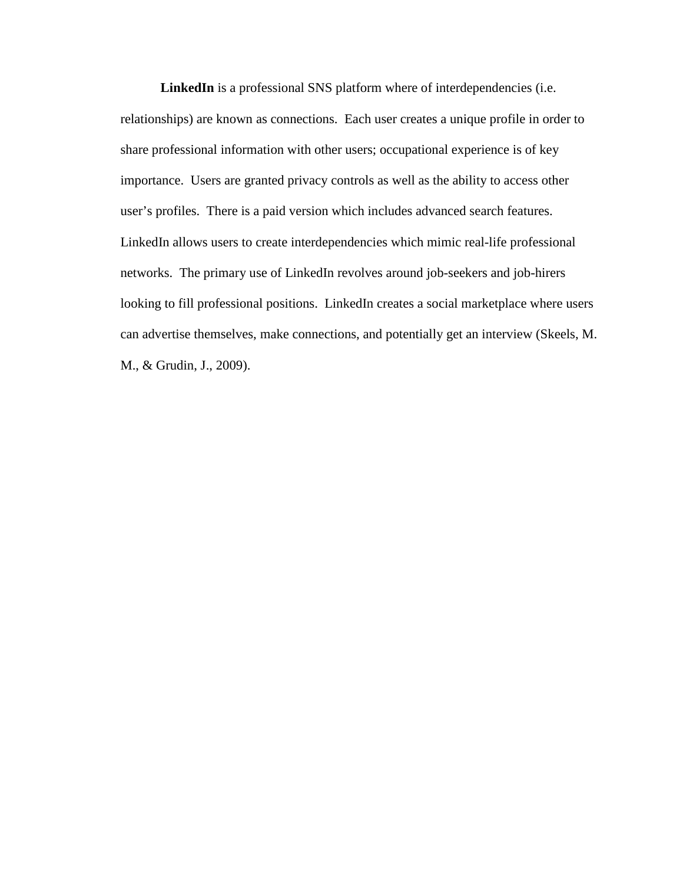**LinkedIn** is a professional SNS platform where of interdependencies (i.e. relationships) are known as connections. Each user creates a unique profile in order to share professional information with other users; occupational experience is of key importance. Users are granted privacy controls as well as the ability to access other user's profiles. There is a paid version which includes advanced search features. LinkedIn allows users to create interdependencies which mimic real-life professional networks. The primary use of LinkedIn revolves around job-seekers and job-hirers looking to fill professional positions. LinkedIn creates a social marketplace where users can advertise themselves, make connections, and potentially get an interview (Skeels, M. M., & Grudin, J., 2009).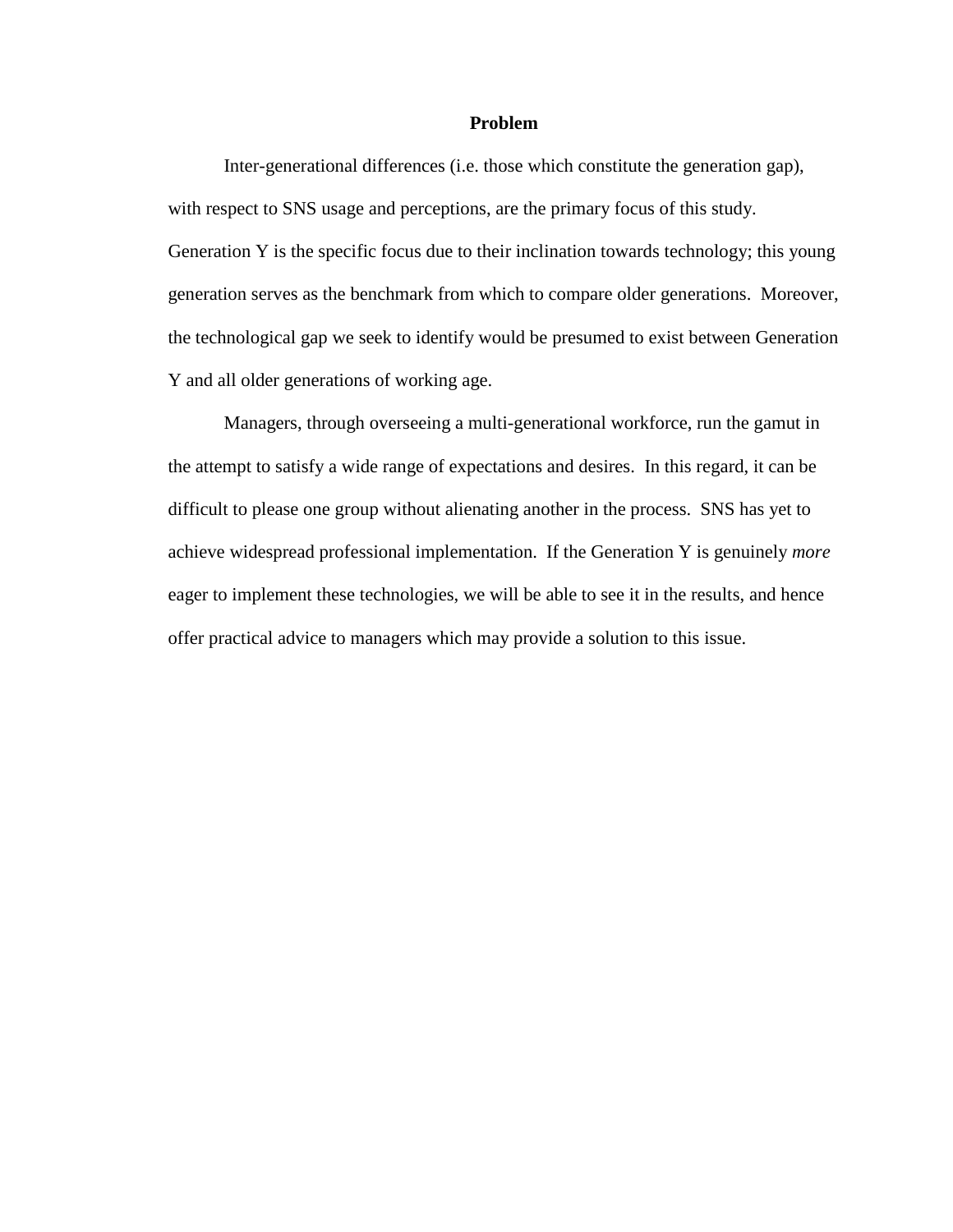## Problem

Inter-generational differences (i.e. those which constitute the generation gap), with respect to SNS usage and perceptions, are the primary focus of this study. Generation Y is the specific focus due to their inclination towards technology; this young generation serves as the benchmark from which to compare older generations. Moreover, the technological gap we seek to identify would be presumed to exist between Generation Y and all older generations of working age.

Managers, through overseeing a multi-generational workforce, run the gamut in the attempt to satisfy a wide range of expectations and desires. In this regard, it can be difficult to please one group without alienating another in the process. SNS has yet to achieve widespread professional implementation. If the Generation Y is genuinely *more* eager to implement these technologies, we will be able to see it in the results, and hence offer practical advice to managers which may provide a solution to this issue.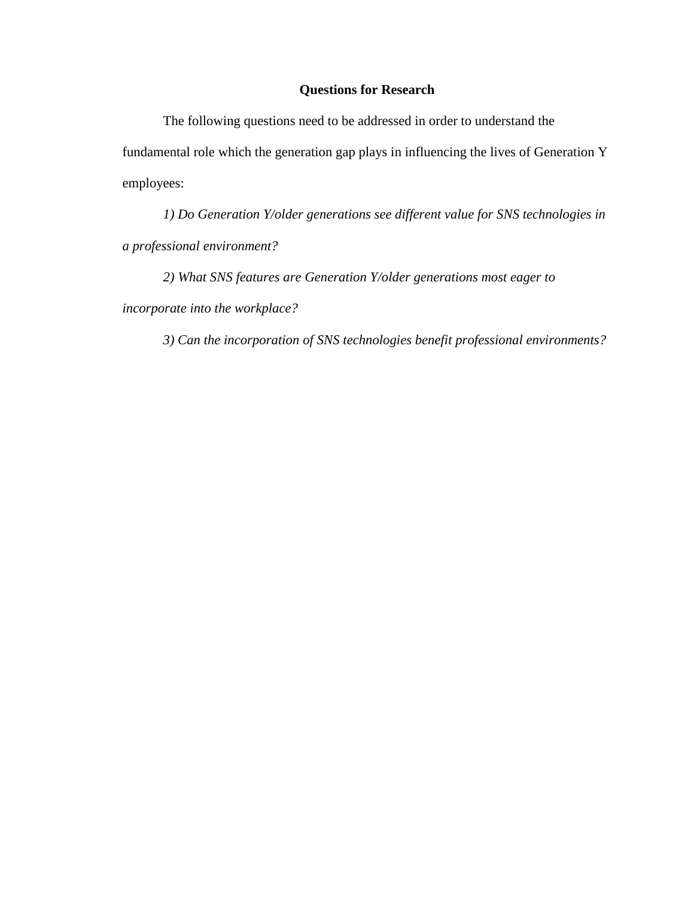## Questions for Research

The following questions need to be addressed in order to understand the fundamental role which the generation gap plays in influencing the lives of Generation Y employees:

*1) Do Generation Y/older generations see different value for SNS technologies in a professional environment?*

*2) What SNS features are Generation Y/older generations most eager to incorporate into the workplace?*

*3) Can the incorporation of SNS technologies benefit professional environments?*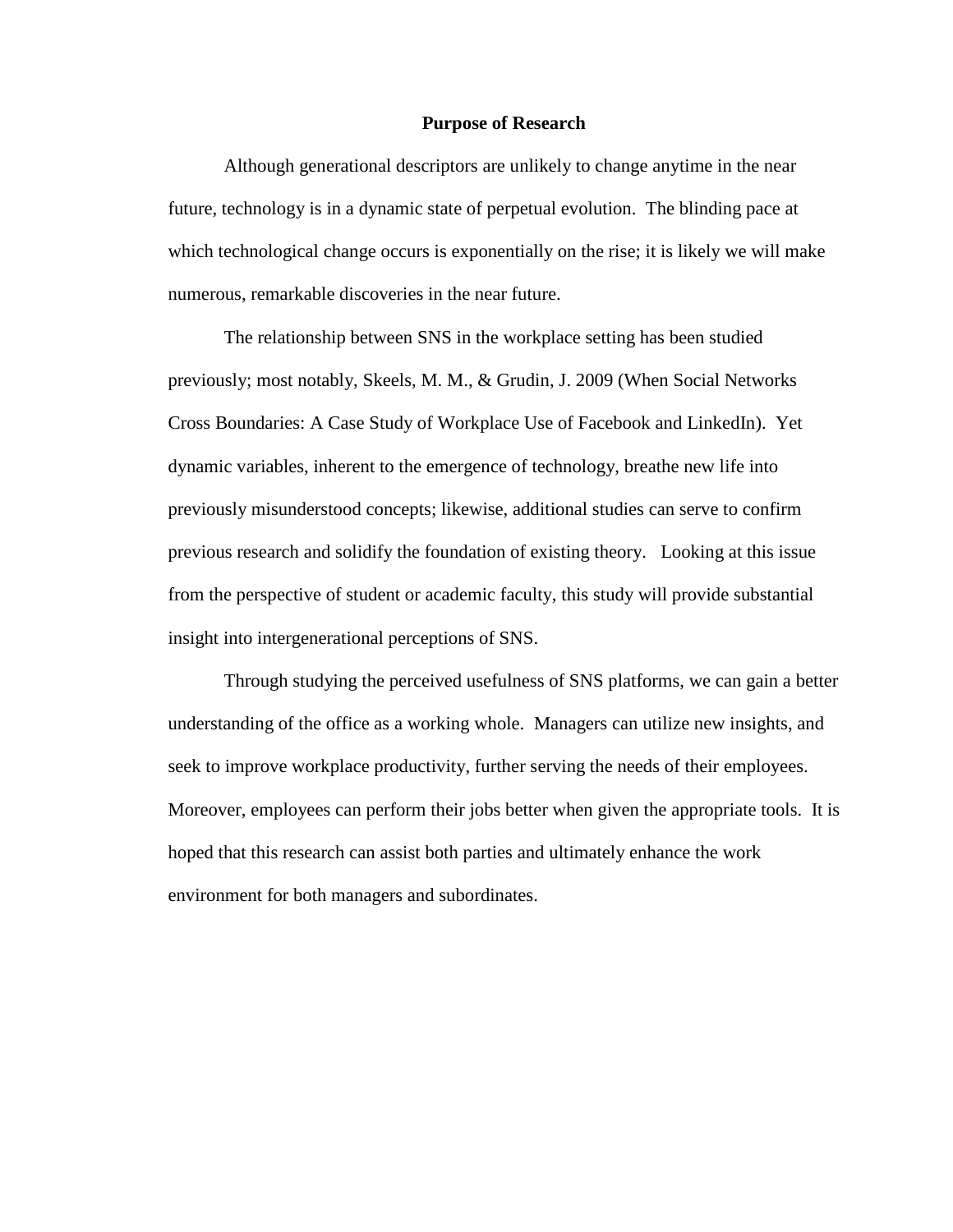## Purpose of Research

Although generational descriptors are unlikely to change anytime in the near future, technology is in a dynamic state of perpetual evolution. The blinding pace at which technological change occurs is exponentially on the rise; it is likely we will make numerous, remarkable discoveries in the near future.

The relationship between SNS in the workplace setting has been studied previously; most notably, Skeels, M. M., & Grudin, J. 2009 (When Social Networks Cross Boundaries: A Case Study of Workplace Use of Facebook and LinkedIn). Yet dynamic variables, inherent to the emergence of technology, breathe new life into previously misunderstood concepts; likewise, additional studies can serve to confirm previous research and solidify the foundation of existing theory. Looking at this issue from the perspective of student or academic faculty, this study will provide substantial insight into intergenerational perceptions of SNS.

Through studying the perceived usefulness of SNS platforms, we can gain a better understanding of the office as a working whole. Managers can utilize new insights, and seek to improve workplace productivity, further serving the needs of their employees. Moreover, employees can perform their jobs better when given the appropriate tools. It is hoped that this research can assist both parties and ultimately enhance the work environment for both managers and subordinates.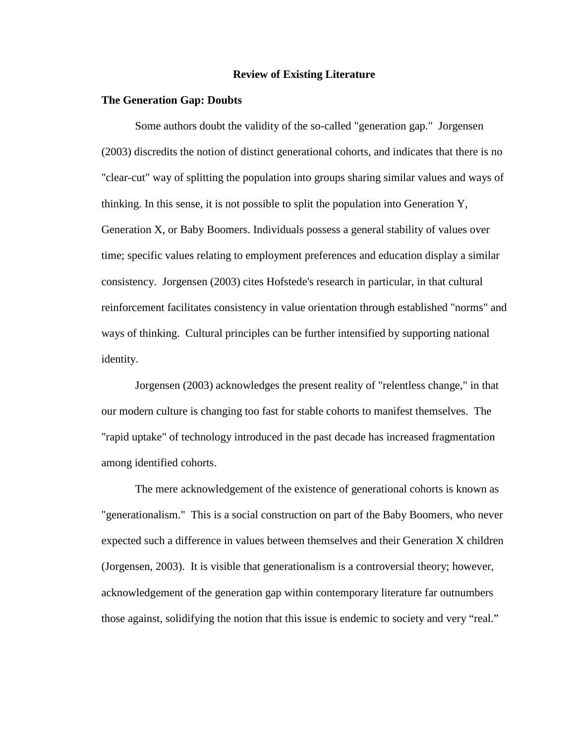## Review of Existing Literature

### The Generation Gap: Doubts

Some authors doubt the validity of the so-called "generation gap." Jorgensen (2003) discredits the notion of distinct generational cohorts, and indicates that there is no "clear-cut" way of splitting the population into groups sharing similar values and ways of thinking. In this sense, it is not possible to split the population into Generation Y, Generation X, or Baby Boomers. Individuals possess a general stability of values over time; specific values relating to employment preferences and education display a similar consistency. Jorgensen (2003) cites Hofstede's research in particular, in that cultural reinforcement facilitates consistency in value orientation through established "norms" and ways of thinking. Cultural principles can be further intensified by supporting national identity.

Jorgensen (2003) acknowledges the present reality of "relentless change," in that our modern culture is changing too fast for stable cohorts to manifest themselves. The "rapid uptake" of technology introduced in the past decade has increased fragmentation among identified cohorts.

The mere acknowledgement of the existence of generational cohorts is known as "generationalism." This is a social construction on part of the Baby Boomers, who never expected such a difference in values between themselves and their Generation X children (Jorgensen, 2003). It is visible that generationalism is a controversial theory; however, acknowledgement of the generation gap within contemporary literature far outnumbers those against, solidifying the notion that this issue is endemic to society and very "real."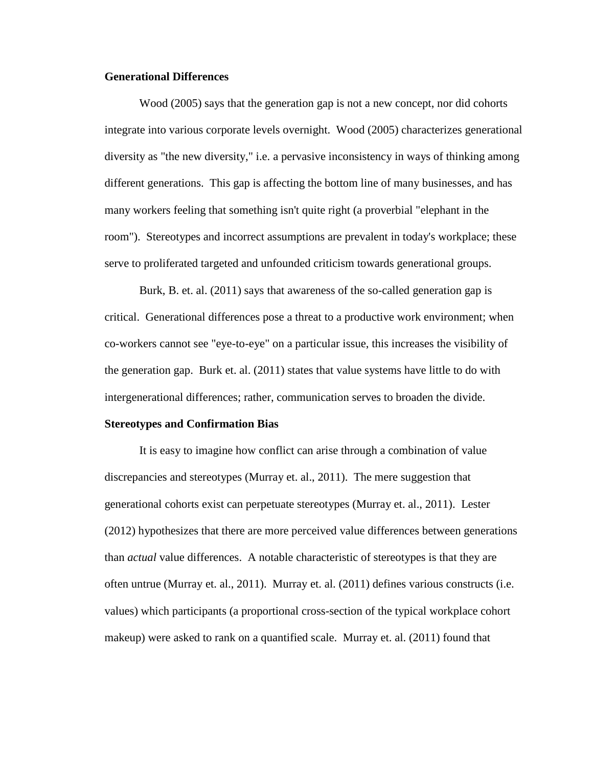**Generational Differences**

Wood (2005) says that the generation gap is not a new concept, nor did cohorts integrate into various corporate levels overnight. Wood (2005) characterizes generational diversity as "the new diversity," i.e. a pervasive inconsistency in ways of thinking among different generations. This gap is affecting the bottom line of many businesses, and has many workers feeling that something isn't quite right (a proverbial "elephant in the room"). Stereotypes and incorrect assumptions are prevalent in today's workplace; these serve to proliferated targeted and unfounded criticism towards generational groups.

Burk, B. et. al. (2011) says that awareness of the so-called generation gap is critical. Generational differences pose a threat to a productive work environment; when co-workers cannot see "eye-to-eye" on a particular issue, this increases the visibility of the generation gap. Burk et. al. (2011) states that value systems have little to do with intergenerational differences; rather, communication serves to broaden the divide.

**Stereotypes and Confirmation Bias**

It is easy to imagine how conflict can arise through a combination of value discrepancies and stereotypes (Murray et. al., 2011). The mere suggestion that generational cohorts exist can perpetuate stereotypes (Murray et. al., 2011). Lester (2012) hypothesizes that there are more perceived value differences between generations than *actual* value differences. A notable characteristic of stereotypes is that they are often untrue (Murray et. al., 2011). Murray et. al. (2011) defines various constructs (i.e. values) which participants (a proportional cross-section of the typical workplace cohort makeup) were asked to rank on a quantified scale. Murray et. al. (2011) found that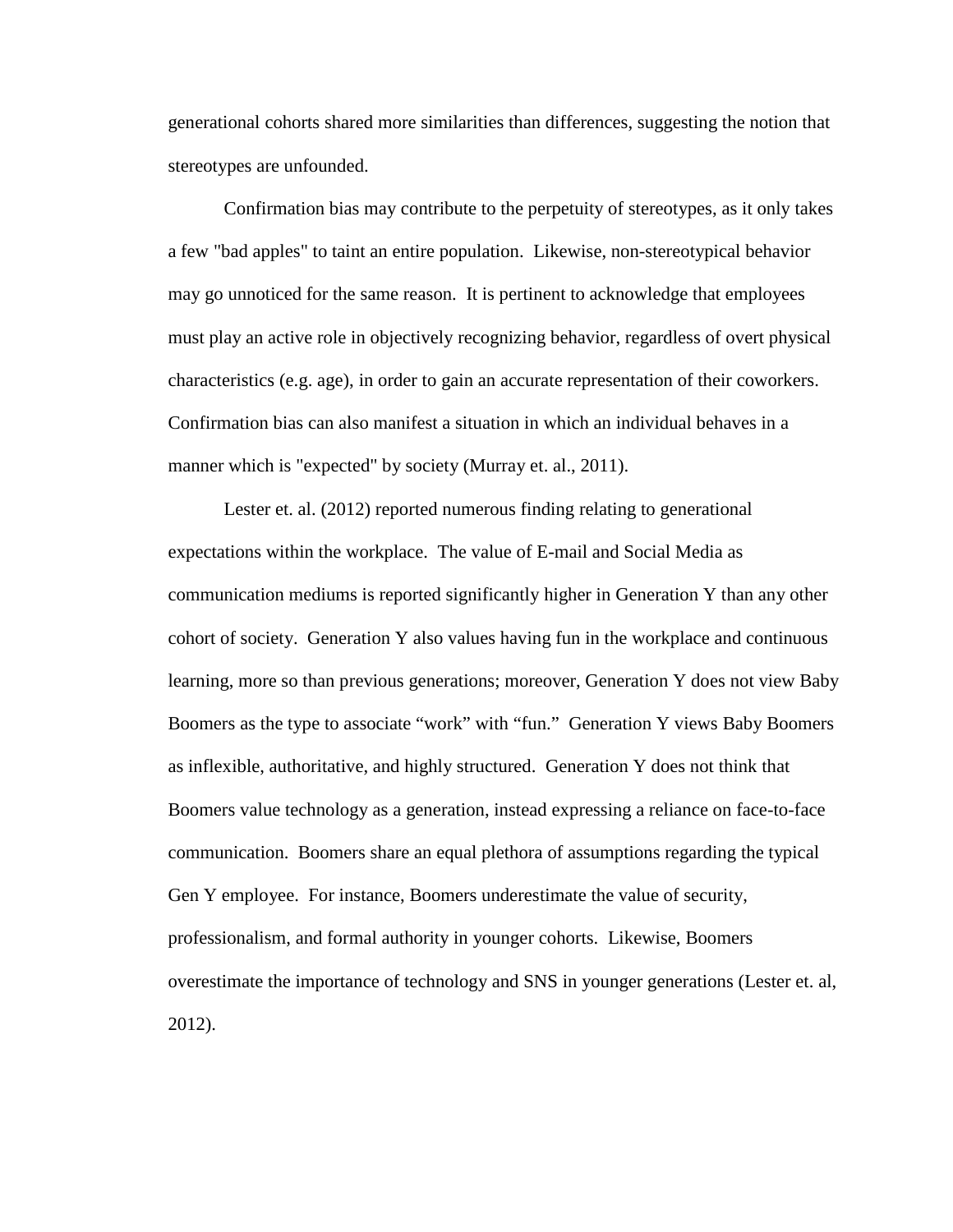generational cohorts shared more similarities than differences, suggesting the notion that stereotypes are unfounded.

Confirmation bias may contribute to the perpetuity of stereotypes, as it only takes a few "bad apples" to taint an entire population. Likewise, non-stereotypical behavior may go unnoticed for the same reason. It is pertinent to acknowledge that employees must play an active role in objectively recognizing behavior, regardless of overt physical characteristics (e.g. age), in order to gain an accurate representation of their coworkers. Confirmation bias can also manifest a situation in which an individual behaves in a manner which is "expected" by society (Murray et. al., 2011).

Lester et. al. (2012) reported numerous finding relating to generational expectations within the workplace. The value of E-mail and Social Media as communication mediums is reported significantly higher in Generation Y than any other cohort of society. Generation Y also values having fun in the workplace and continuous learning, more so than previous generations; moreover, Generation Y does not view Baby Boomers as the type to associate "work" with "fun." Generation Y views Baby Boomers as inflexible, authoritative, and highly structured. Generation Y does not think that Boomers value technology as a generation, instead expressing a reliance on face-to-face communication. Boomers share an equal plethora of assumptions regarding the typical Gen Y employee. For instance, Boomers underestimate the value of security, professionalism, and formal authority in younger cohorts. Likewise, Boomers overestimate the importance of technology and SNS in younger generations (Lester et. al, 2012).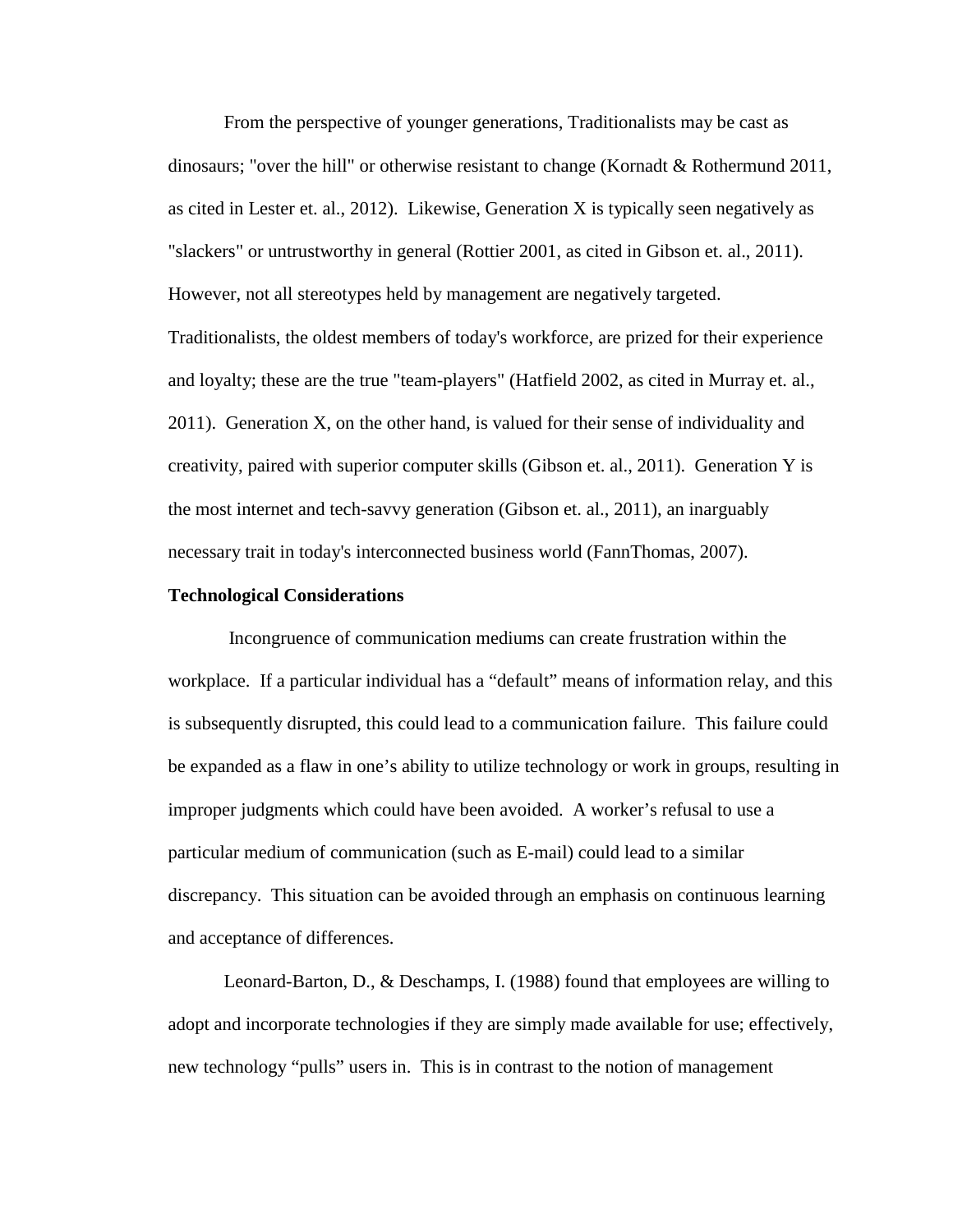From the perspective of younger generations, Traditionalists may be cast as dinosaurs; "over the hill" or otherwise resistant to change (Kornadt & Rothermund 2011, as cited in Lester et. al., 2012). Likewise, Generation X is typically seen negatively as "slackers" or untrustworthy in general (Rottier 2001, as cited in Gibson et. al., 2011). However, not all stereotypes held by management are negatively targeted. Traditionalists, the oldest members of today's workforce, are prized for their experience and loyalty; these are the true "team-players" (Hatfield 2002, as cited in Murray et. al., 2011). Generation X, on the other hand, is valued for their sense of individuality and creativity, paired with superior computer skills (Gibson et. al., 2011). Generation Y is the most internet and tech-savvy generation (Gibson et. al., 2011), an inarguably necessary trait in today's interconnected business world (FannThomas, 2007).

**Technological Considerations**

Incongruence of communication mediums can create frustration within the workplace. If a particular individual has a "default" means of information relay, and this is subsequently disrupted, this could lead to a communication failure. This failure could be expanded as a flaw in one's ability to utilize technology or work in groups, resulting in improper judgments which could have been avoided. A worker's refusal to use a particular medium of communication (such as E-mail) could lead to a similar discrepancy. This situation can be avoided through an emphasis on continuous learning and acceptance of differences.

Leonard-Barton, D., & Deschamps, I. (1988) found that employees are willing to adopt and incorporate technologies if they are simply made available for use; effectively, new technology "pulls" users in. This is in contrast to the notion of management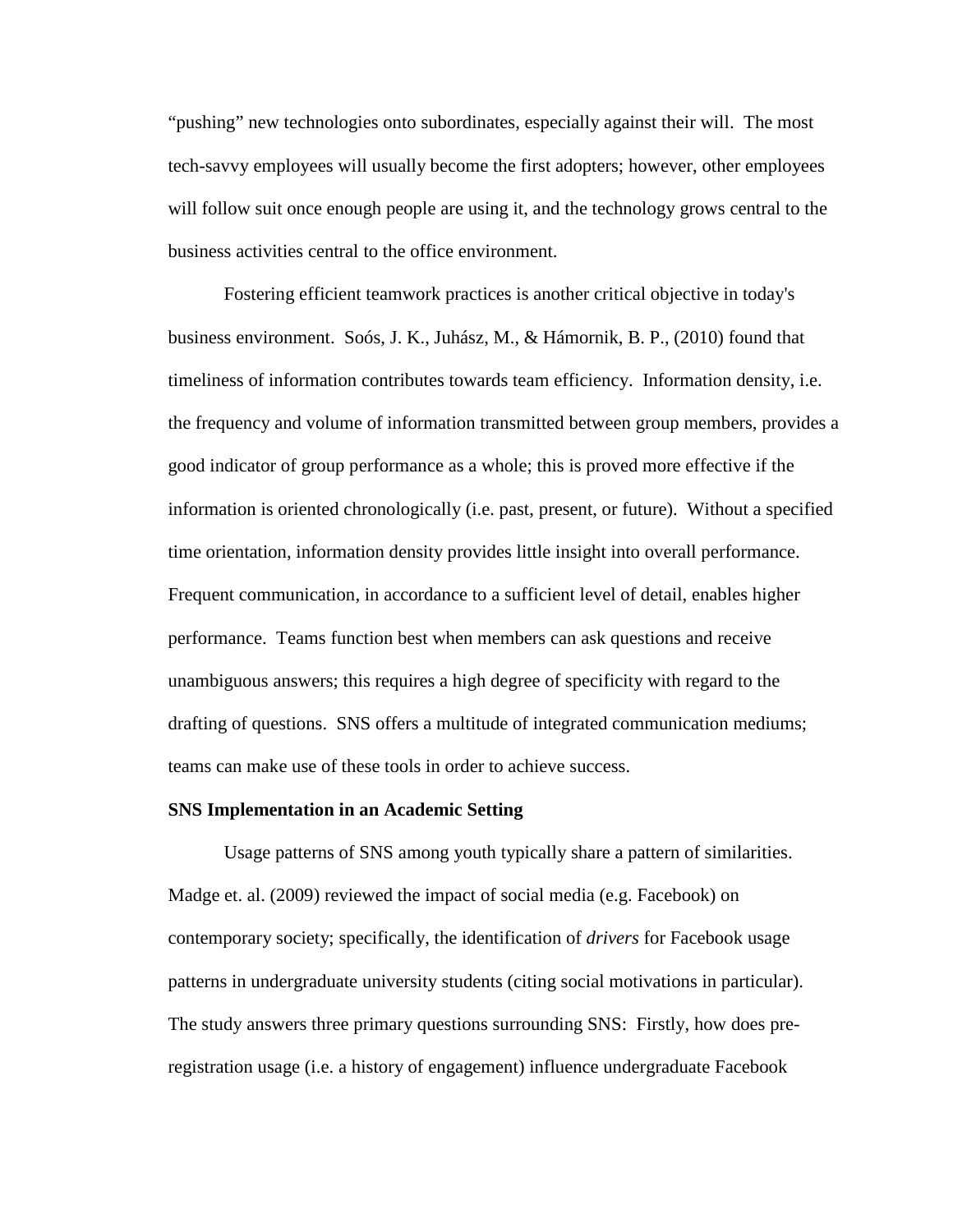"pushing" new technologies onto subordinates, especially against their will. The most tech-savvy employees will usually become the first adopters; however, other employees will follow suit once enough people are using it, and the technology grows central to the business activities central to the office environment.

Fostering efficient teamwork practices is another critical objective in today's business environment. Soós, J. K., Juhász, M., & Hámornik, B. P., (2010) found that timeliness of information contributes towards team efficiency. Information density, i.e. the frequency and volume of information transmitted between group members, provides a good indicator of group performance as a whole; this is proved more effective if the information is oriented chronologically (i.e. past, present, or future). Without a specified time orientation, information density provides little insight into overall performance. Frequent communication, in accordance to a sufficient level of detail, enables higher performance. Teams function best when members can ask questions and receive unambiguous answers; this requires a high degree of specificity with regard to the drafting of questions. SNS offers a multitude of integrated communication mediums; teams can make use of these tools in order to achieve success.

**SNS Implementation in an Academic Setting**

Usage patterns of SNS among youth typically share a pattern of similarities. Madge et. al. (2009) reviewed the impact of social media (e.g. Facebook) on contemporary society; specifically, the identification of *drivers* for Facebook usage patterns in undergraduate university students (citing social motivations in particular). The study answers three primary questions surrounding SNS: Firstly, how does pre-registration usage (i.e. a history of engagement) influence undergraduate Facebook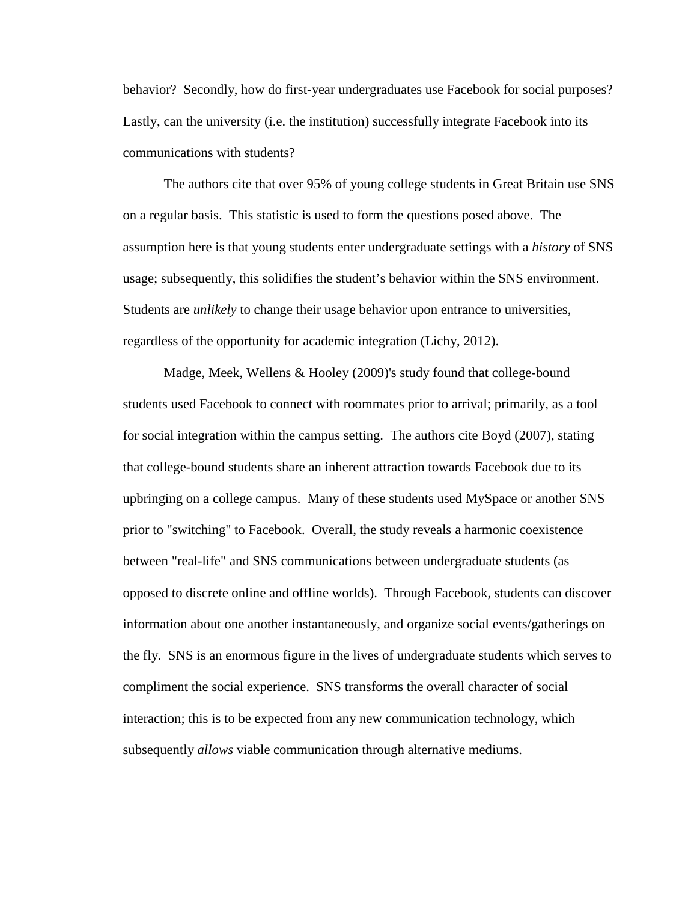behavior? Secondly, how do first-year undergraduates use Facebook for social purposes? Lastly, can the university (i.e. the institution) successfully integrate Facebook into its communications with students?

The authors cite that over 95% of young college students in Great Britain use SNS on a regular basis. This statistic is used to form the questions posed above. The assumption here is that young students enter undergraduate settings with a *history* of SNS usage; subsequently, this solidifies the student's behavior within the SNS environment. Students are *unlikely* to change their usage behavior upon entrance to universities, regardless of the opportunity for academic integration (Lichy, 2012).

Madge, Meek, Wellens & Hooley (2009)'s study found that college-bound students used Facebook to connect with roommates prior to arrival; primarily, as a tool for social integration within the campus setting. The authors cite Boyd (2007), stating that college-bound students share an inherent attraction towards Facebook due to its upbringing on a college campus. Many of these students used MySpace or another SNS prior to "switching" to Facebook. Overall, the study reveals a harmonic coexistence between "real-life" and SNS communications between undergraduate students (as opposed to discrete online and offline worlds). Through Facebook, students can discover information about one another instantaneously, and organize social events/gatherings on the fly. SNS is an enormous figure in the lives of undergraduate students which serves to compliment the social experience. SNS transforms the overall character of social interaction; this is to be expected from any new communication technology, which subsequently *allows* viable communication through alternative mediums.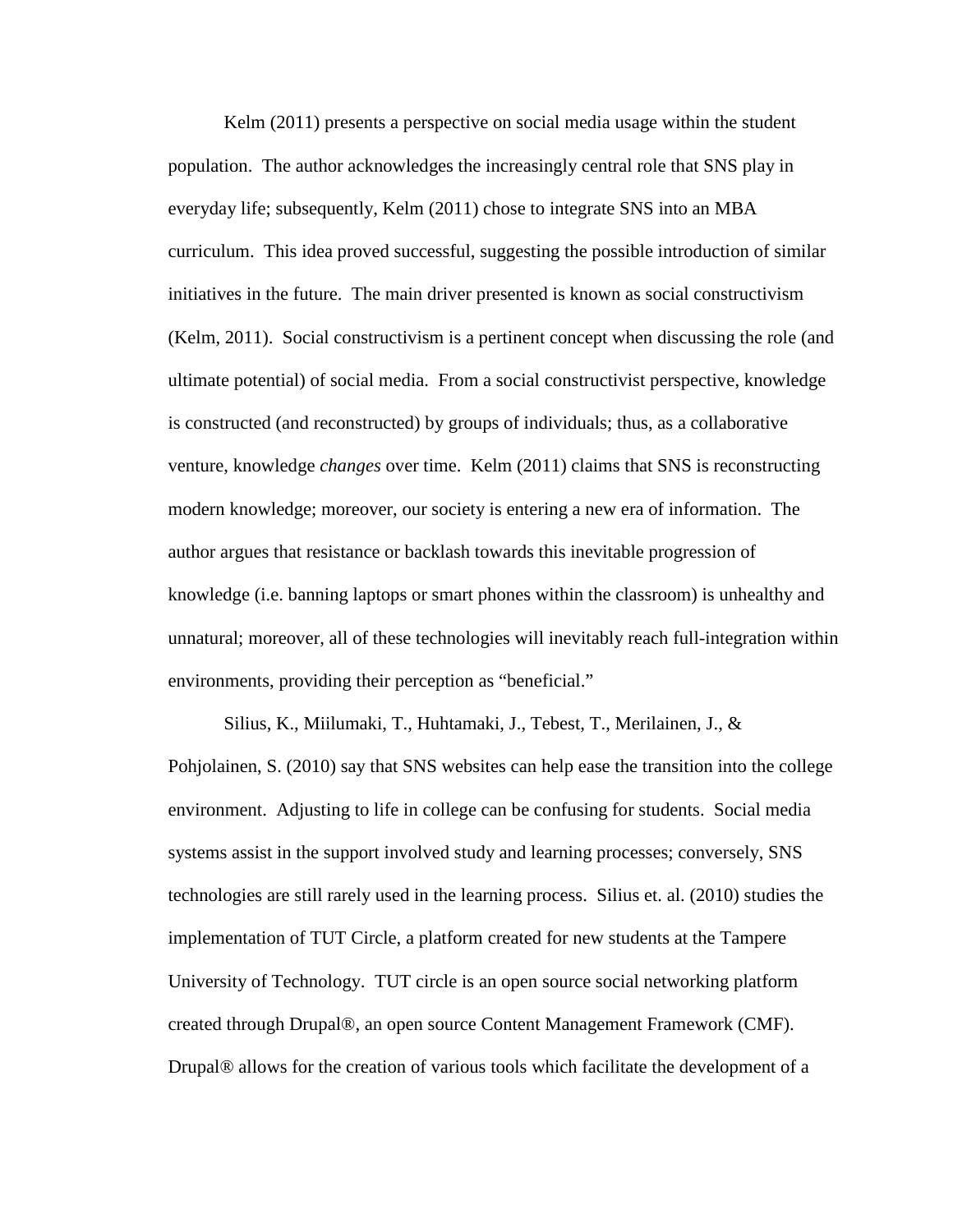Kelm (2011) presents a perspective on social media usage within the student population. The author acknowledges the increasingly central role that SNS play in everyday life; subsequently, Kelm (2011) chose to integrate SNS into an MBA curriculum. This idea proved successful, suggesting the possible introduction of similar initiatives in the future. The main driver presented is known as social constructivism (Kelm, 2011). Social constructivism is a pertinent concept when discussing the role (and ultimate potential) of social media. From a social constructivist perspective, knowledge is constructed (and reconstructed) by groups of individuals; thus, as a collaborative venture, knowledge *changes* over time. Kelm (2011) claims that SNS is reconstructing modern knowledge; moreover, our society is entering a new era of information. The author argues that resistance or backlash towards this inevitable progression of knowledge (i.e. banning laptops or smart phones within the classroom) is unhealthy and unnatural; moreover, all of these technologies will inevitably reach full-integration within environments, providing their perception as "beneficial."

Silius, K., Miilumaki, T., Huhtamaki, J., Tebest, T., Merilainen, J., & Pohjolainen, S. (2010) say that SNS websites can help ease the transition into the college environment. Adjusting to life in college can be confusing for students. Social media systems assist in the support involved study and learning processes; conversely, SNS technologies are still rarely used in the learning process. Silius et. al. (2010) studies the implementation of TUT Circle, a platform created for new students at the Tampere University of Technology. TUT circle is an open source social networking platform created through Drupal®, an open source Content Management Framework (CMF). Drupal® allows for the creation of various tools which facilitate the development of a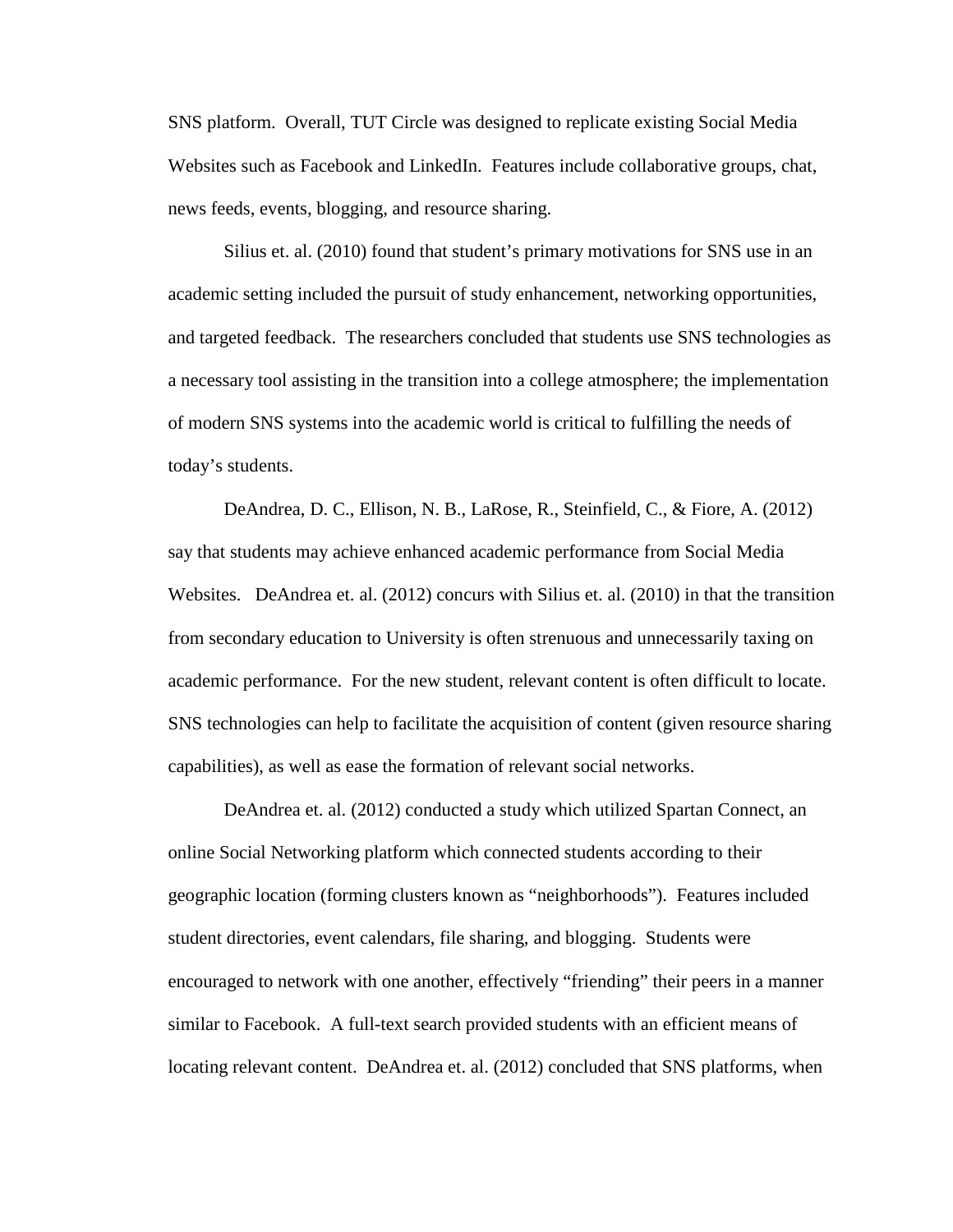SNS platform.  Overall, TUT Circle was designed to replicate existing Social Media Websites such as Facebook and LinkedIn.  Features include collaborative groups, chat, news feeds, events, blogging, and resource sharing.

Silius et. al. (2010) found that student's primary motivations for SNS use in an academic setting included the pursuit of study enhancement, networking opportunities, and targeted feedback.  The researchers concluded that students use SNS technologies as a necessary tool assisting in the transition into a college atmosphere; the implementation of modern SNS systems into the academic world is critical to fulfilling the needs of today's students.

DeAndrea, D. C., Ellison, N. B., LaRose, R., Steinfield, C., & Fiore, A. (2012) say that students may achieve enhanced academic performance from Social Media Websites.   DeAndrea et. al. (2012) concurs with Silius et. al. (2010) in that the transition from secondary education to University is often strenuous and unnecessarily taxing on academic performance.  For the new student, relevant content is often difficult to locate. SNS technologies can help to facilitate the acquisition of content (given resource sharing capabilities), as well as ease the formation of relevant social networks.

DeAndrea et. al. (2012) conducted a study which utilized Spartan Connect, an online Social Networking platform which connected students according to their geographic location (forming clusters known as "neighborhoods").  Features included student directories, event calendars, file sharing, and blogging.  Students were encouraged to network with one another, effectively "friending" their peers in a manner similar to Facebook.  A full-text search provided students with an efficient means of locating relevant content.  DeAndrea et. al. (2012) concluded that SNS platforms, when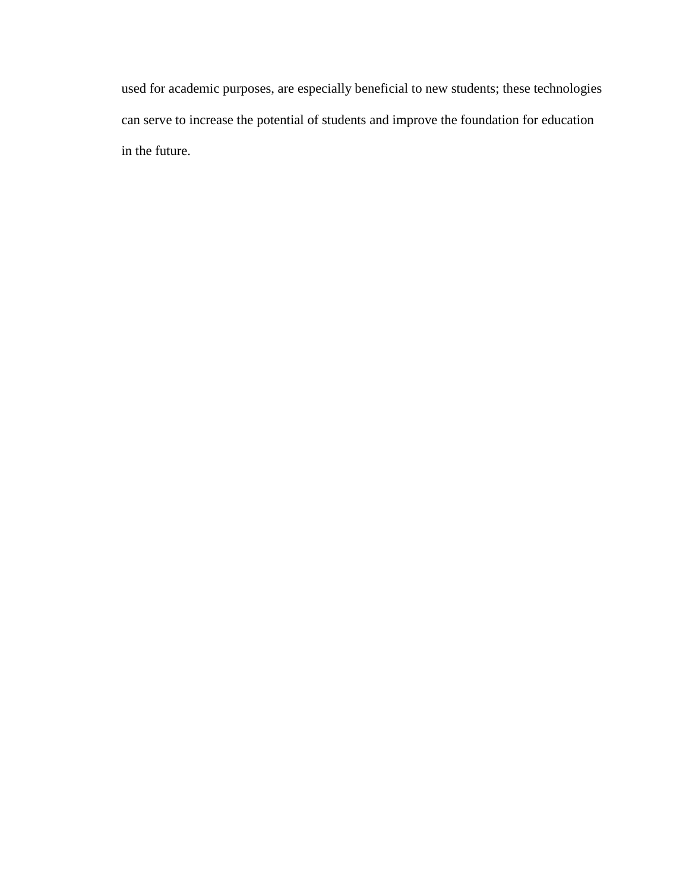used for academic purposes, are especially beneficial to new students; these technologies can serve to increase the potential of students and improve the foundation for education in the future.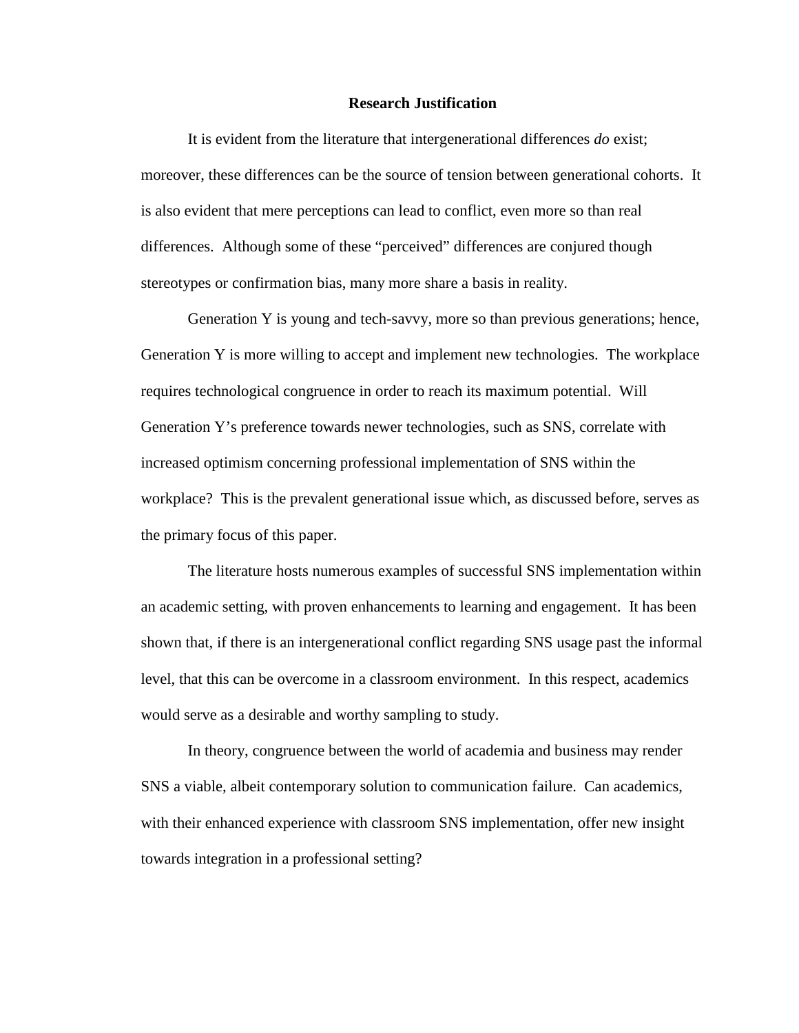## Research Justification

It is evident from the literature that intergenerational differences *do* exist; moreover, these differences can be the source of tension between generational cohorts. It is also evident that mere perceptions can lead to conflict, even more so than real differences. Although some of these "perceived" differences are conjured though stereotypes or confirmation bias, many more share a basis in reality.

Generation Y is young and tech-savvy, more so than previous generations; hence, Generation Y is more willing to accept and implement new technologies. The workplace requires technological congruence in order to reach its maximum potential. Will Generation Y's preference towards newer technologies, such as SNS, correlate with increased optimism concerning professional implementation of SNS within the workplace? This is the prevalent generational issue which, as discussed before, serves as the primary focus of this paper.

The literature hosts numerous examples of successful SNS implementation within an academic setting, with proven enhancements to learning and engagement. It has been shown that, if there is an intergenerational conflict regarding SNS usage past the informal level, that this can be overcome in a classroom environment. In this respect, academics would serve as a desirable and worthy sampling to study.

In theory, congruence between the world of academia and business may render SNS a viable, albeit contemporary solution to communication failure. Can academics, with their enhanced experience with classroom SNS implementation, offer new insight towards integration in a professional setting?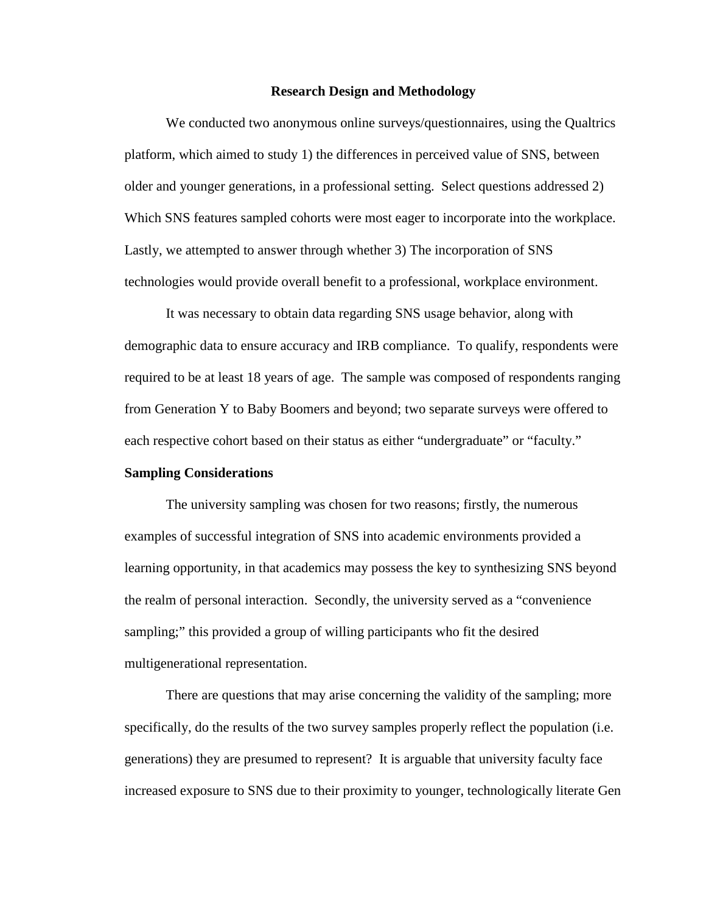## Research Design and Methodology

We conducted two anonymous online surveys/questionnaires, using the Qualtrics platform, which aimed to study 1) the differences in perceived value of SNS, between older and younger generations, in a professional setting. Select questions addressed 2) Which SNS features sampled cohorts were most eager to incorporate into the workplace. Lastly, we attempted to answer through whether 3) The incorporation of SNS technologies would provide overall benefit to a professional, workplace environment.

It was necessary to obtain data regarding SNS usage behavior, along with demographic data to ensure accuracy and IRB compliance. To qualify, respondents were required to be at least 18 years of age. The sample was composed of respondents ranging from Generation Y to Baby Boomers and beyond; two separate surveys were offered to each respective cohort based on their status as either "undergraduate" or "faculty."

### Sampling Considerations

The university sampling was chosen for two reasons; firstly, the numerous examples of successful integration of SNS into academic environments provided a learning opportunity, in that academics may possess the key to synthesizing SNS beyond the realm of personal interaction. Secondly, the university served as a "convenience sampling;" this provided a group of willing participants who fit the desired multigenerational representation.

There are questions that may arise concerning the validity of the sampling; more specifically, do the results of the two survey samples properly reflect the population (i.e. generations) they are presumed to represent? It is arguable that university faculty face increased exposure to SNS due to their proximity to younger, technologically literate Gen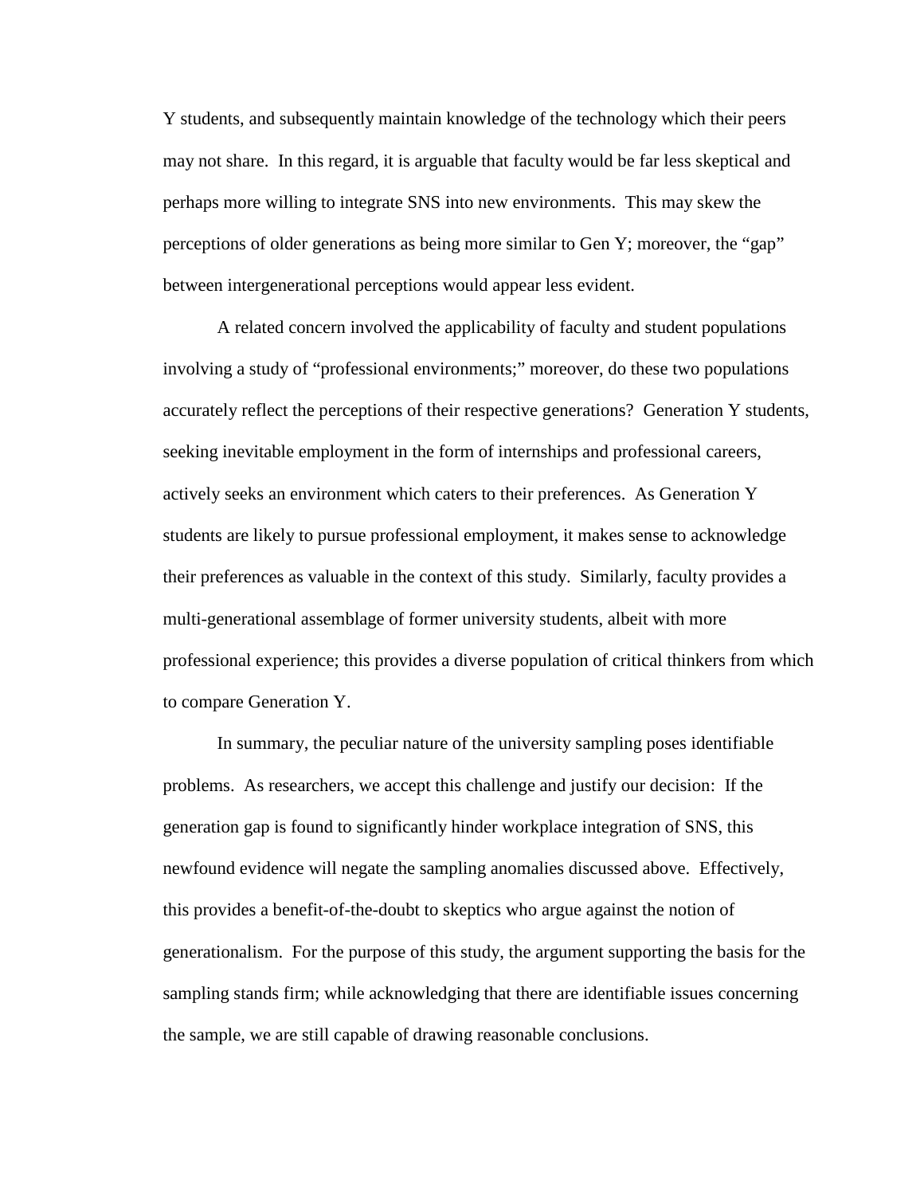Y students, and subsequently maintain knowledge of the technology which their peers may not share. In this regard, it is arguable that faculty would be far less skeptical and perhaps more willing to integrate SNS into new environments. This may skew the perceptions of older generations as being more similar to Gen Y; moreover, the "gap" between intergenerational perceptions would appear less evident.

A related concern involved the applicability of faculty and student populations involving a study of "professional environments;" moreover, do these two populations accurately reflect the perceptions of their respective generations? Generation Y students, seeking inevitable employment in the form of internships and professional careers, actively seeks an environment which caters to their preferences. As Generation Y students are likely to pursue professional employment, it makes sense to acknowledge their preferences as valuable in the context of this study. Similarly, faculty provides a multi-generational assemblage of former university students, albeit with more professional experience; this provides a diverse population of critical thinkers from which to compare Generation Y.

In summary, the peculiar nature of the university sampling poses identifiable problems. As researchers, we accept this challenge and justify our decision: If the generation gap is found to significantly hinder workplace integration of SNS, this newfound evidence will negate the sampling anomalies discussed above. Effectively, this provides a benefit-of-the-doubt to skeptics who argue against the notion of generationalism. For the purpose of this study, the argument supporting the basis for the sampling stands firm; while acknowledging that there are identifiable issues concerning the sample, we are still capable of drawing reasonable conclusions.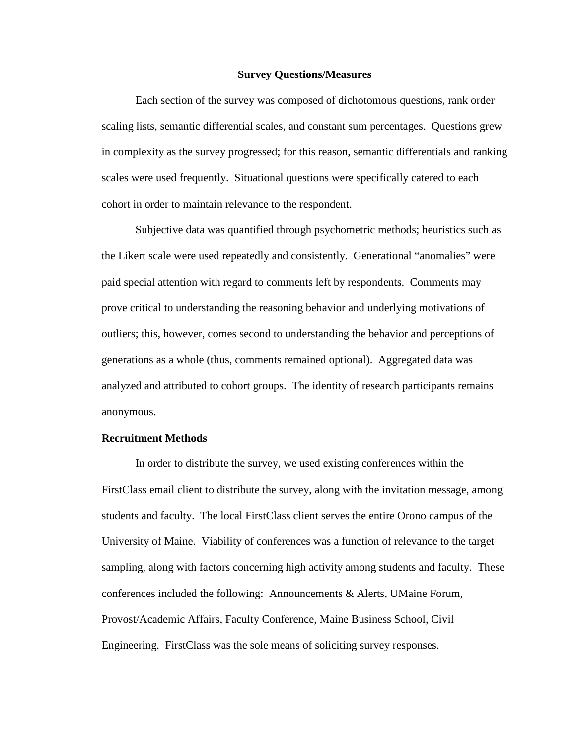## Survey Questions/Measures

Each section of the survey was composed of dichotomous questions, rank order scaling lists, semantic differential scales, and constant sum percentages. Questions grew in complexity as the survey progressed; for this reason, semantic differentials and ranking scales were used frequently. Situational questions were specifically catered to each cohort in order to maintain relevance to the respondent.

Subjective data was quantified through psychometric methods; heuristics such as the Likert scale were used repeatedly and consistently. Generational "anomalies" were paid special attention with regard to comments left by respondents. Comments may prove critical to understanding the reasoning behavior and underlying motivations of outliers; this, however, comes second to understanding the behavior and perceptions of generations as a whole (thus, comments remained optional). Aggregated data was analyzed and attributed to cohort groups. The identity of research participants remains anonymous.

### Recruitment Methods

In order to distribute the survey, we used existing conferences within the FirstClass email client to distribute the survey, along with the invitation message, among students and faculty. The local FirstClass client serves the entire Orono campus of the University of Maine. Viability of conferences was a function of relevance to the target sampling, along with factors concerning high activity among students and faculty. These conferences included the following: Announcements & Alerts, UMaine Forum, Provost/Academic Affairs, Faculty Conference, Maine Business School, Civil Engineering. FirstClass was the sole means of soliciting survey responses.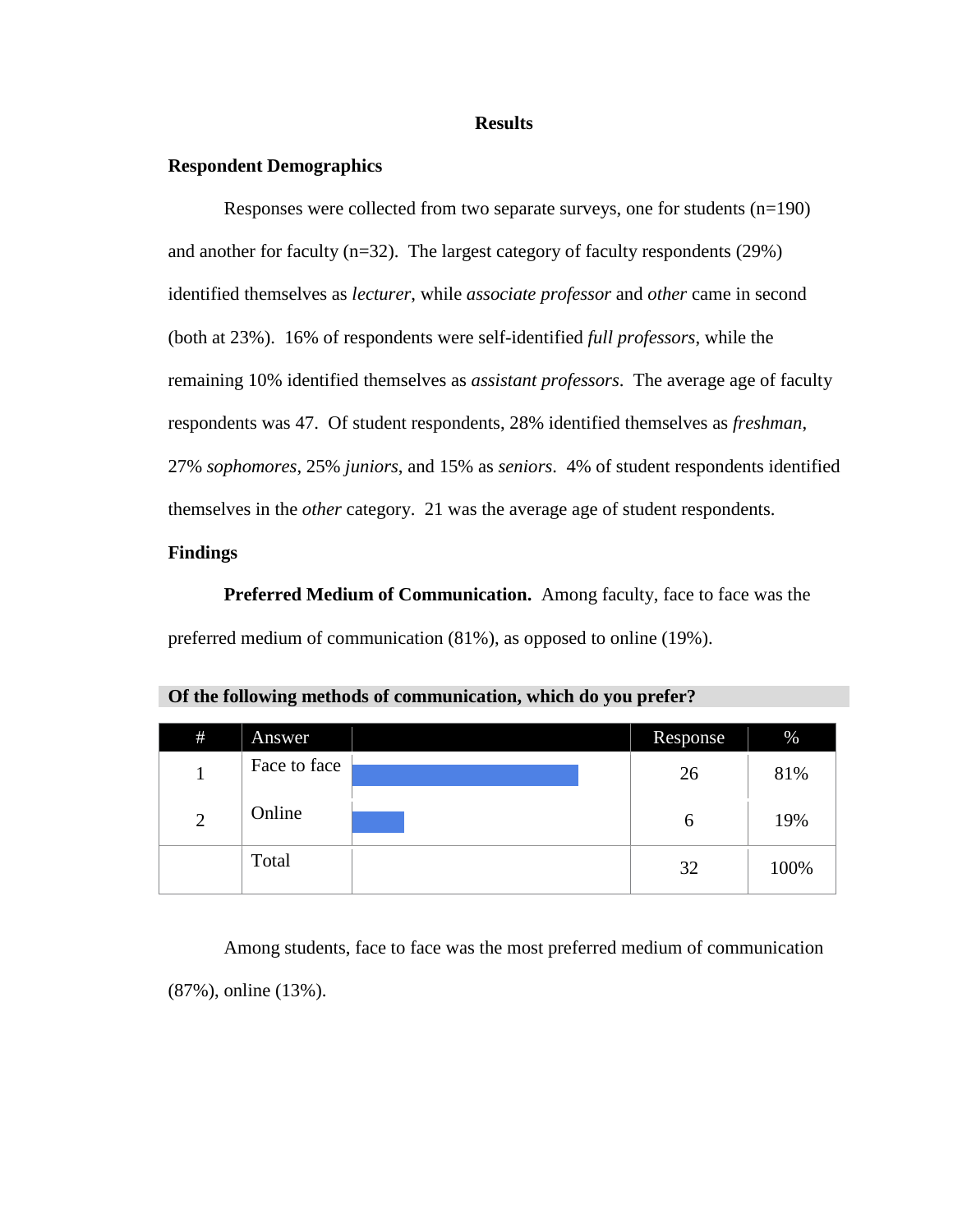# Results

## Respondent Demographics

Responses were collected from two separate surveys, one for students (n=190) and another for faculty (n=32). The largest category of faculty respondents (29%) identified themselves as *lecturer*, while *associate professor* and *other* came in second (both at 23%). 16% of respondents were self-identified *full professors*, while the remaining 10% identified themselves as *assistant professors*. The average age of faculty respondents was 47. Of student respondents, 28% identified themselves as *freshman*, 27% *sophomores*, 25% *juniors*, and 15% as *seniors*. 4% of student respondents identified themselves in the *other* category. 21 was the average age of student respondents.

## Findings

**Preferred Medium of Communication.** Among faculty, face to face was the preferred medium of communication (81%), as opposed to online (19%).

**Of the following methods of communication, which do you prefer?**

| # | Answer | | Response | % |
|---|---|---|---|---|
| 1 | Face to face | | 26 | 81% |
| 2 | Online | | 6 | 19% |
| | Total | | 32 | 100% |

Among students, face to face was the most preferred medium of communication (87%), online (13%).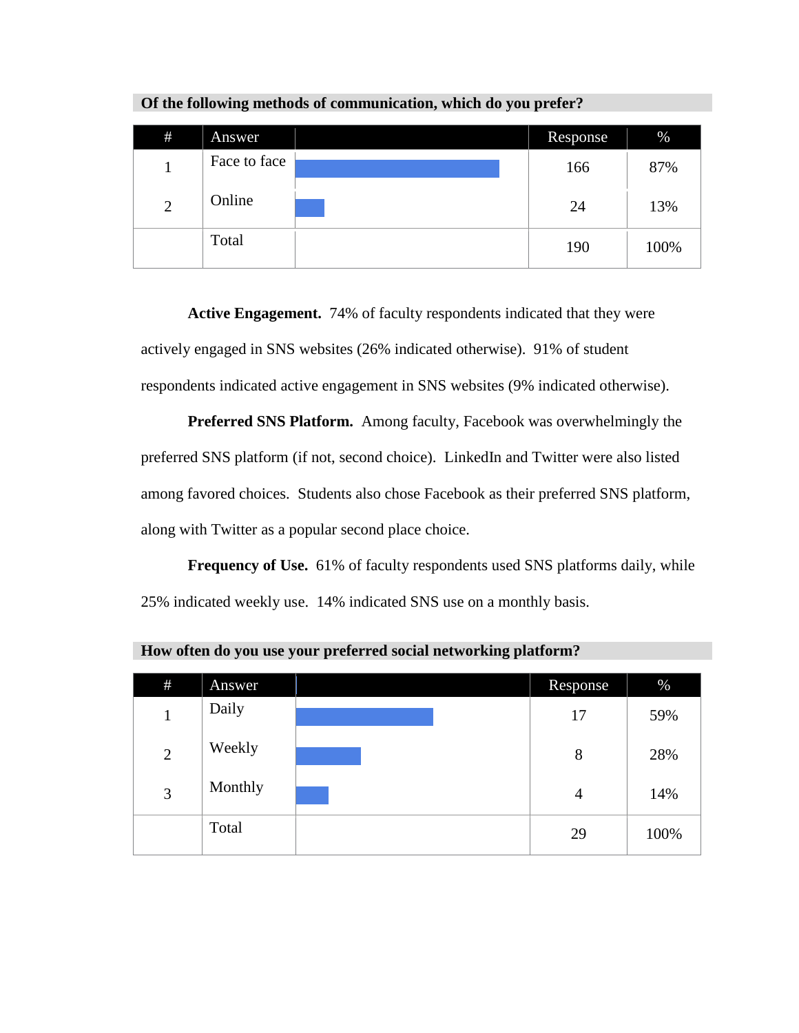**Of the following methods of communication, which do you prefer?**

| # | Answer | | Response | % |
|---|---|---|---|---|
| 1 | Face to face | | 166 | 87% |
| 2 | Online | | 24 | 13% |
| | Total | | 190 | 100% |

**Active Engagement.** 74% of faculty respondents indicated that they were actively engaged in SNS websites (26% indicated otherwise). 91% of student respondents indicated active engagement in SNS websites (9% indicated otherwise).

**Preferred SNS Platform.** Among faculty, Facebook was overwhelmingly the preferred SNS platform (if not, second choice). LinkedIn and Twitter were also listed among favored choices. Students also chose Facebook as their preferred SNS platform, along with Twitter as a popular second place choice.

**Frequency of Use.** 61% of faculty respondents used SNS platforms daily, while 25% indicated weekly use. 14% indicated SNS use on a monthly basis.

**How often do you use your preferred social networking platform?**

| # | Answer | | Response | % |
|---|---|---|---|---|
| 1 | Daily | | 17 | 59% |
| 2 | Weekly | | 8 | 28% |
| 3 | Monthly | | 4 | 14% |
| | Total | | 29 | 100% |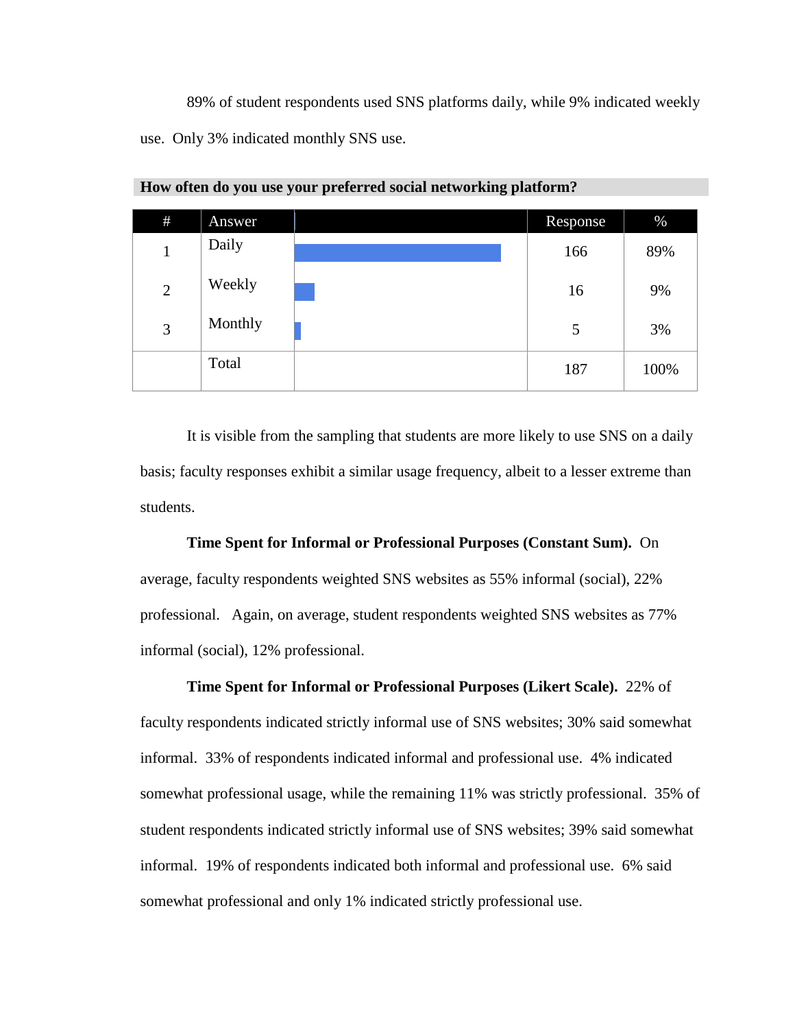89% of student respondents used SNS platforms daily, while 9% indicated weekly use. Only 3% indicated monthly SNS use.

**How often do you use your preferred social networking platform?**

| # | Answer | | Response | % |
|---|---|---|---|---|
| 1 | Daily | | 166 | 89% |
| 2 | Weekly | | 16 | 9% |
| 3 | Monthly | | 5 | 3% |
| | Total | | 187 | 100% |

It is visible from the sampling that students are more likely to use SNS on a daily basis; faculty responses exhibit a similar usage frequency, albeit to a lesser extreme than students.

**Time Spent for Informal or Professional Purposes (Constant Sum).** On average, faculty respondents weighted SNS websites as 55% informal (social), 22% professional. Again, on average, student respondents weighted SNS websites as 77% informal (social), 12% professional.

**Time Spent for Informal or Professional Purposes (Likert Scale).** 22% of faculty respondents indicated strictly informal use of SNS websites; 30% said somewhat informal. 33% of respondents indicated informal and professional use. 4% indicated somewhat professional usage, while the remaining 11% was strictly professional. 35% of student respondents indicated strictly informal use of SNS websites; 39% said somewhat informal. 19% of respondents indicated both informal and professional use. 6% said somewhat professional and only 1% indicated strictly professional use.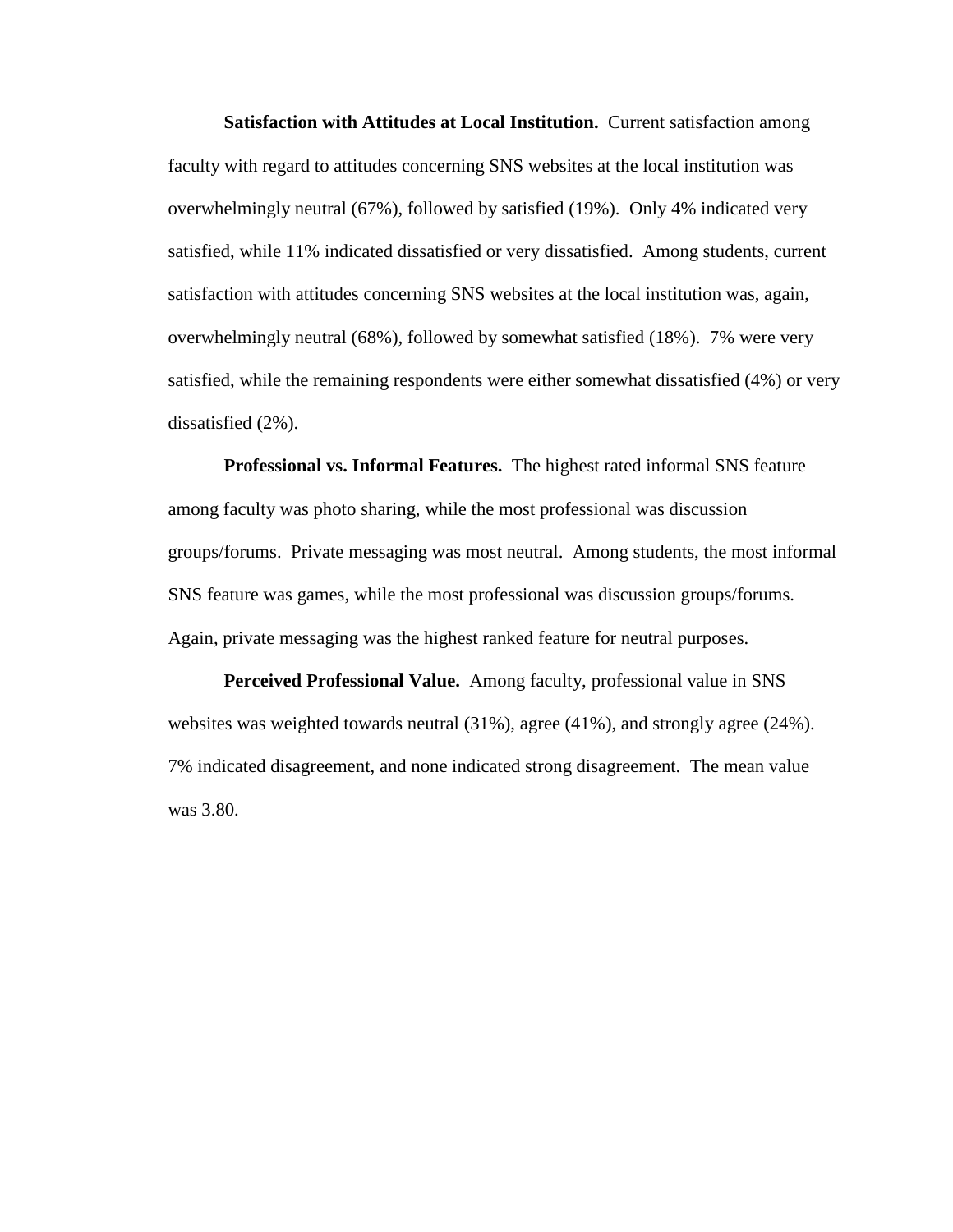**Satisfaction with Attitudes at Local Institution.** Current satisfaction among faculty with regard to attitudes concerning SNS websites at the local institution was overwhelmingly neutral (67%), followed by satisfied (19%). Only 4% indicated very satisfied, while 11% indicated dissatisfied or very dissatisfied. Among students, current satisfaction with attitudes concerning SNS websites at the local institution was, again, overwhelmingly neutral (68%), followed by somewhat satisfied (18%). 7% were very satisfied, while the remaining respondents were either somewhat dissatisfied (4%) or very dissatisfied (2%).

**Professional vs. Informal Features.** The highest rated informal SNS feature among faculty was photo sharing, while the most professional was discussion groups/forums. Private messaging was most neutral. Among students, the most informal SNS feature was games, while the most professional was discussion groups/forums. Again, private messaging was the highest ranked feature for neutral purposes.

**Perceived Professional Value.** Among faculty, professional value in SNS websites was weighted towards neutral (31%), agree (41%), and strongly agree (24%). 7% indicated disagreement, and none indicated strong disagreement. The mean value was 3.80.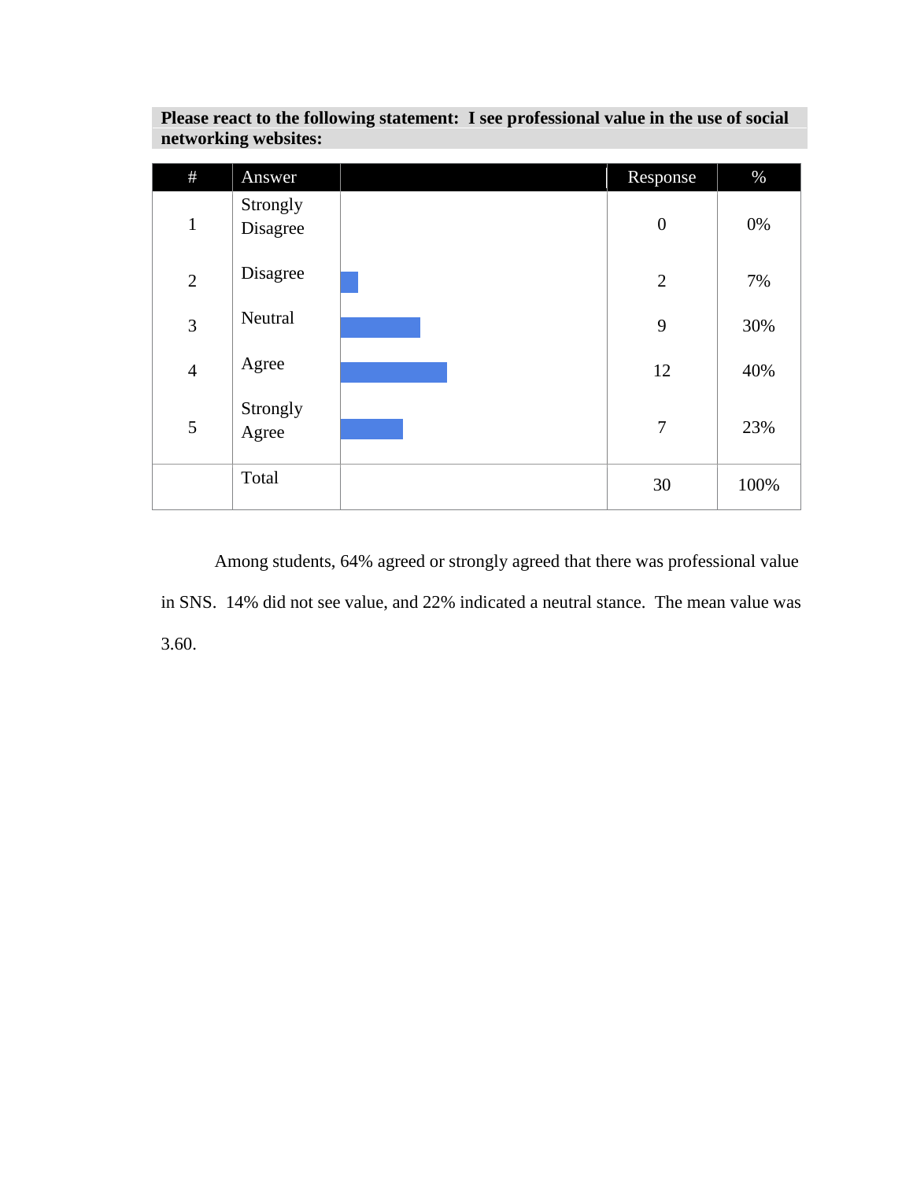**Please react to the following statement: I see professional value in the use of social networking websites:**

| # | Answer | | Response | % |
|---|---|---|---|---|
| 1 | Strongly Disagree | | 0 | 0% |
| 2 | Disagree | | 2 | 7% |
| 3 | Neutral | | 9 | 30% |
| 4 | Agree | | 12 | 40% |
| 5 | Strongly Agree | | 7 | 23% |
| | Total | | 30 | 100% |

Among students, 64% agreed or strongly agreed that there was professional value in SNS. 14% did not see value, and 22% indicated a neutral stance. The mean value was 3.60.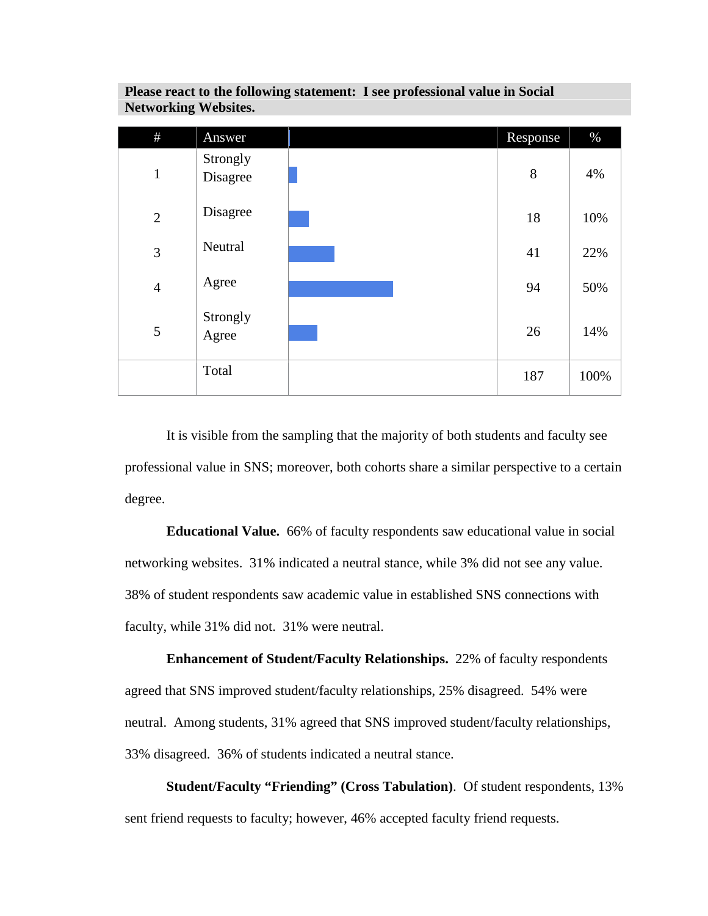**Please react to the following statement: I see professional value in Social Networking Websites.**

| # | Answer | | Response | % |
|---|---|---|---|---|
| 1 | Strongly Disagree | | 8 | 4% |
| 2 | Disagree | | 18 | 10% |
| 3 | Neutral | | 41 | 22% |
| 4 | Agree | | 94 | 50% |
| 5 | Strongly Agree | | 26 | 14% |
| | Total | | 187 | 100% |

It is visible from the sampling that the majority of both students and faculty see professional value in SNS; moreover, both cohorts share a similar perspective to a certain degree.

**Educational Value.** 66% of faculty respondents saw educational value in social networking websites. 31% indicated a neutral stance, while 3% did not see any value. 38% of student respondents saw academic value in established SNS connections with faculty, while 31% did not. 31% were neutral.

**Enhancement of Student/Faculty Relationships.** 22% of faculty respondents agreed that SNS improved student/faculty relationships, 25% disagreed. 54% were neutral. Among students, 31% agreed that SNS improved student/faculty relationships, 33% disagreed. 36% of students indicated a neutral stance.

**Student/Faculty "Friending" (Cross Tabulation)**. Of student respondents, 13% sent friend requests to faculty; however, 46% accepted faculty friend requests.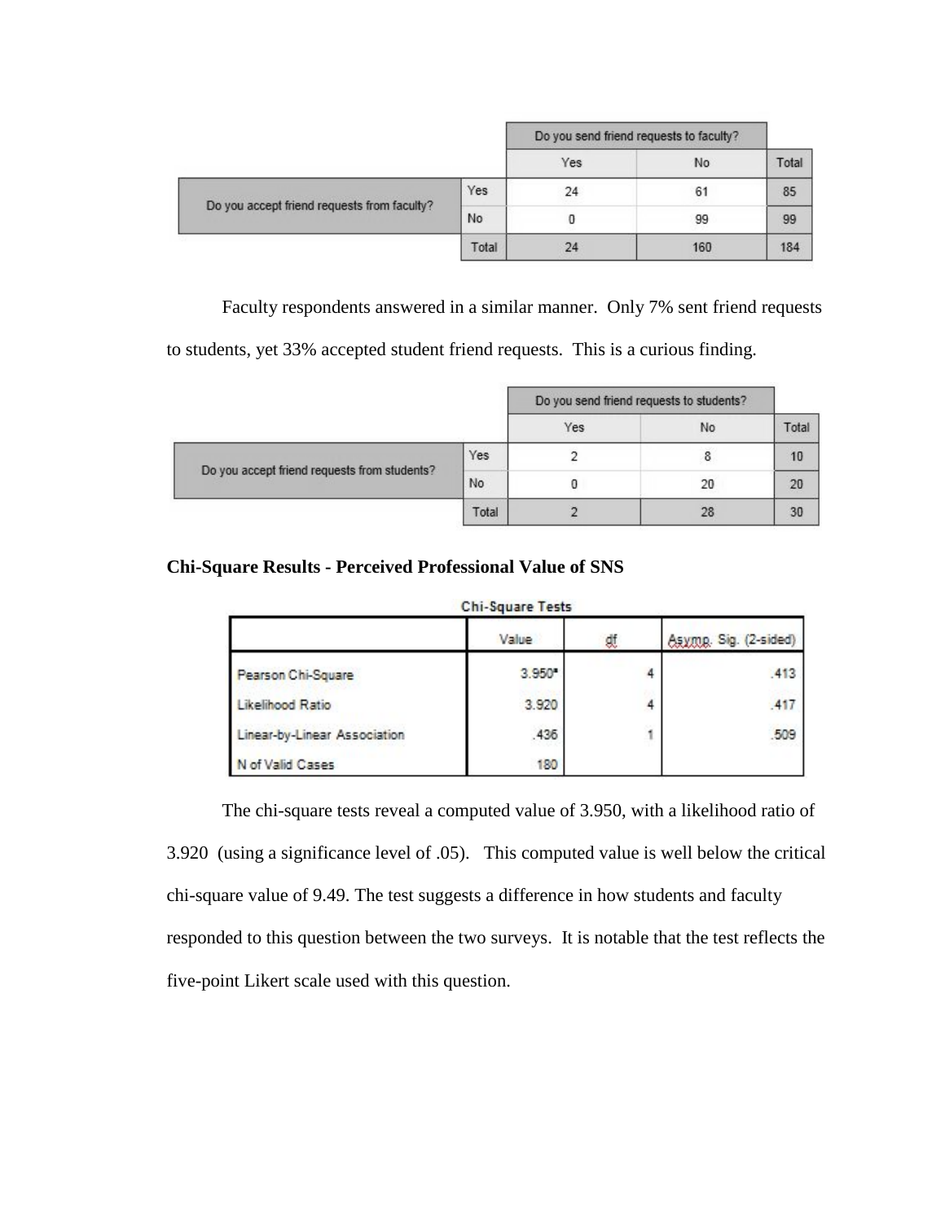| | | Do you send friend requests to faculty? | | |
|---|---|---|---|---|
| | | Yes | No | Total |
| Do you accept friend requests from faculty? | Yes | 24 | 61 | 85 |
| | No | 0 | 99 | 99 |
| | Total | 24 | 160 | 184 |

Faculty respondents answered in a similar manner. Only 7% sent friend requests to students, yet 33% accepted student friend requests. This is a curious finding.

| | | Do you send friend requests to students? | | |
|---|---|---|---|---|
| | | Yes | No | Total |
| Do you accept friend requests from students? | Yes | 2 | 8 | 10 |
| | No | 0 | 20 | 20 |
| | Total | 2 | 28 | 30 |

**Chi-Square Results - Perceived Professional Value of SNS**

Chi-Square Tests

| | Value | df | Asymp. Sig. (2-sided) |
|---|---|---|---|
| Pearson Chi-Square | 3.950[a] | 4 | .413 |
| Likelihood Ratio | 3.920 | 4 | .417 |
| Linear-by-Linear Association | .436 | 1 | .509 |
| N of Valid Cases | 180 | | |

The chi-square tests reveal a computed value of 3.950, with a likelihood ratio of 3.920 (using a significance level of .05). This computed value is well below the critical chi-square value of 9.49. The test suggests a difference in how students and faculty responded to this question between the two surveys. It is notable that the test reflects the five-point Likert scale used with this question.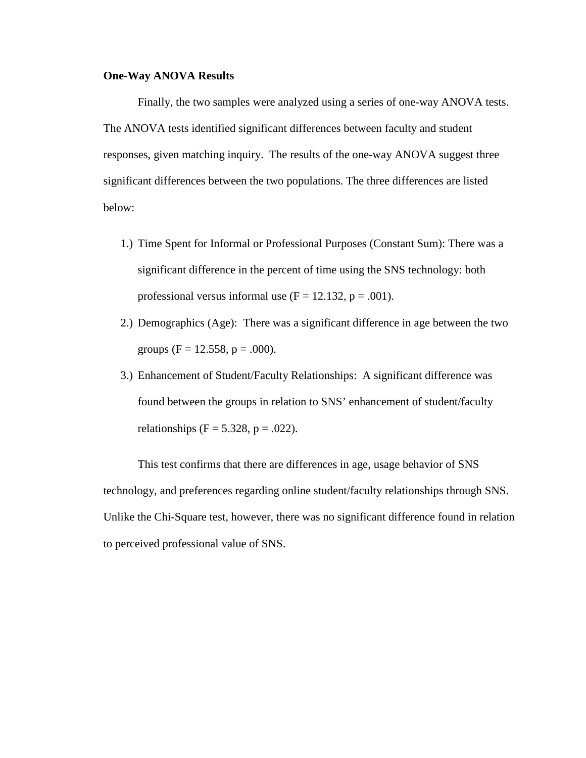**One-Way ANOVA Results**

Finally, the two samples were analyzed using a series of one-way ANOVA tests. The ANOVA tests identified significant differences between faculty and student responses, given matching inquiry. The results of the one-way ANOVA suggest three significant differences between the two populations. The three differences are listed below:

1.) Time Spent for Informal or Professional Purposes (Constant Sum): There was a significant difference in the percent of time using the SNS technology: both professional versus informal use ($F = 12.132$, $p = .001$).
2.) Demographics (Age): There was a significant difference in age between the two groups ($F = 12.558$, $p = .000$).
3.) Enhancement of Student/Faculty Relationships: A significant difference was found between the groups in relation to SNS' enhancement of student/faculty relationships ($F = 5.328$, $p = .022$).

This test confirms that there are differences in age, usage behavior of SNS technology, and preferences regarding online student/faculty relationships through SNS. Unlike the Chi-Square test, however, there was no significant difference found in relation to perceived professional value of SNS.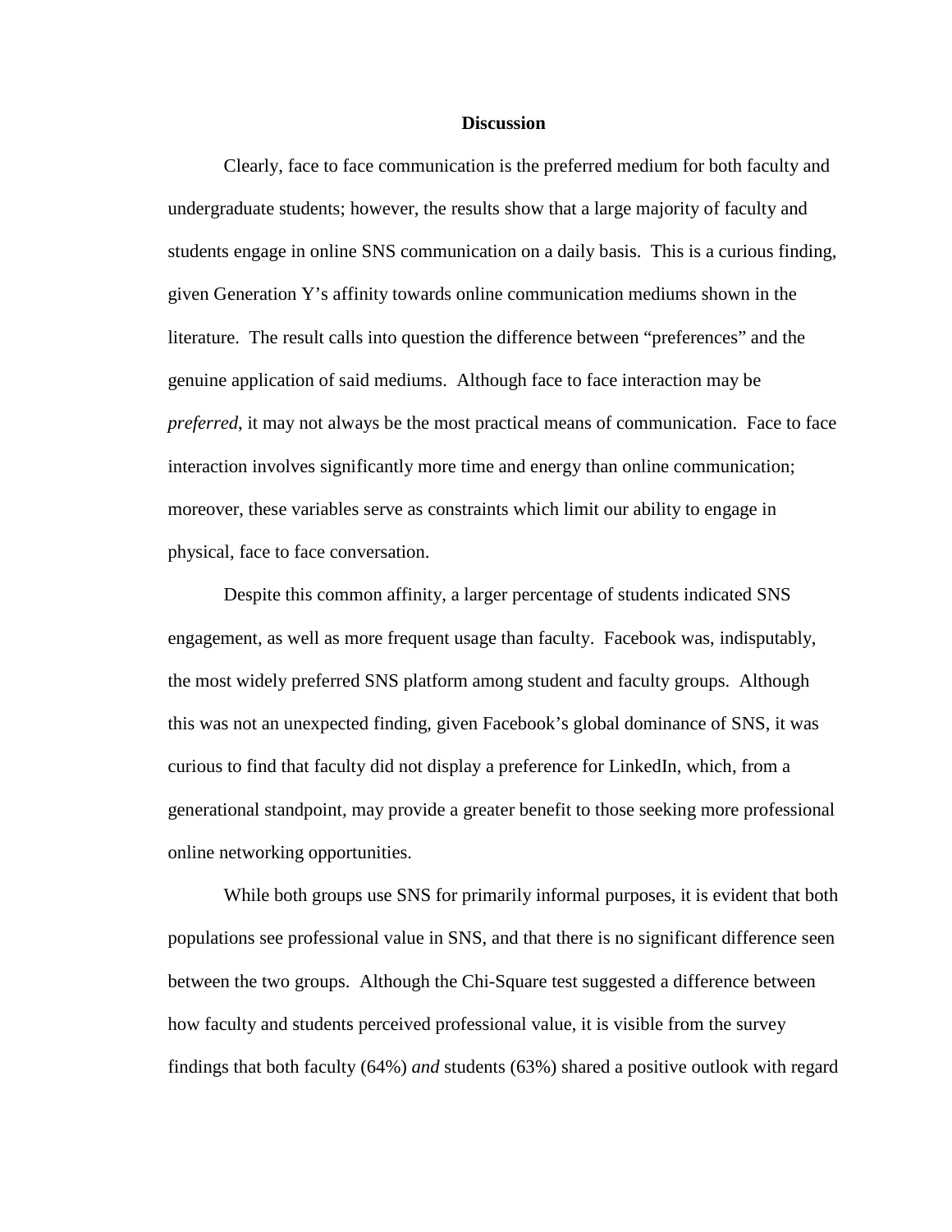## Discussion

Clearly, face to face communication is the preferred medium for both faculty and undergraduate students; however, the results show that a large majority of faculty and students engage in online SNS communication on a daily basis. This is a curious finding, given Generation Y's affinity towards online communication mediums shown in the literature. The result calls into question the difference between "preferences" and the genuine application of said mediums. Although face to face interaction may be *preferred*, it may not always be the most practical means of communication. Face to face interaction involves significantly more time and energy than online communication; moreover, these variables serve as constraints which limit our ability to engage in physical, face to face conversation.

Despite this common affinity, a larger percentage of students indicated SNS engagement, as well as more frequent usage than faculty. Facebook was, indisputably, the most widely preferred SNS platform among student and faculty groups. Although this was not an unexpected finding, given Facebook's global dominance of SNS, it was curious to find that faculty did not display a preference for LinkedIn, which, from a generational standpoint, may provide a greater benefit to those seeking more professional online networking opportunities.

While both groups use SNS for primarily informal purposes, it is evident that both populations see professional value in SNS, and that there is no significant difference seen between the two groups. Although the Chi-Square test suggested a difference between how faculty and students perceived professional value, it is visible from the survey findings that both faculty (64%) *and* students (63%) shared a positive outlook with regard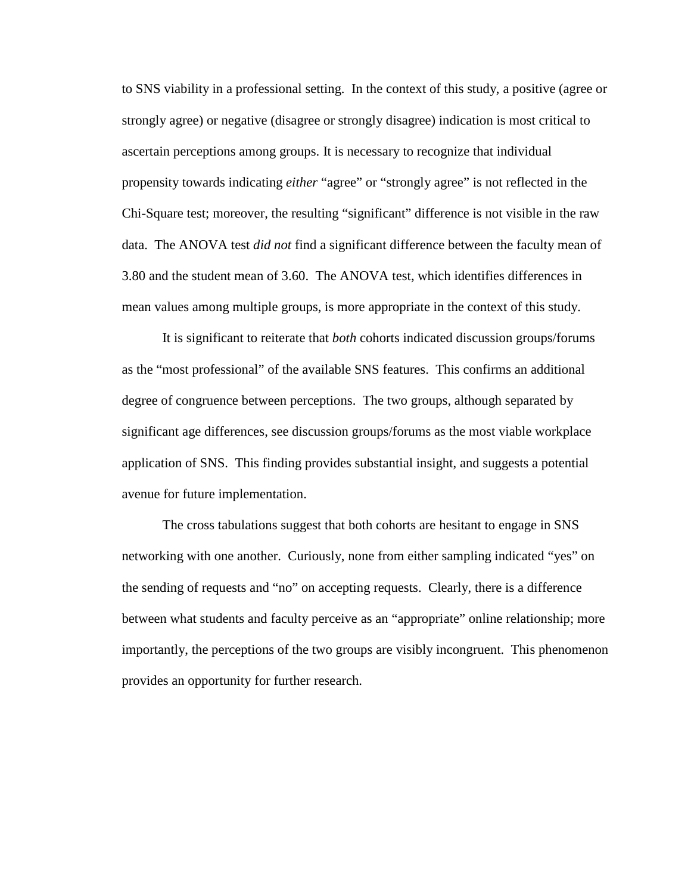to SNS viability in a professional setting. In the context of this study, a positive (agree or strongly agree) or negative (disagree or strongly disagree) indication is most critical to ascertain perceptions among groups. It is necessary to recognize that individual propensity towards indicating *either* "agree" or "strongly agree" is not reflected in the Chi-Square test; moreover, the resulting "significant" difference is not visible in the raw data. The ANOVA test *did not* find a significant difference between the faculty mean of 3.80 and the student mean of 3.60. The ANOVA test, which identifies differences in mean values among multiple groups, is more appropriate in the context of this study.

It is significant to reiterate that *both* cohorts indicated discussion groups/forums as the "most professional" of the available SNS features. This confirms an additional degree of congruence between perceptions. The two groups, although separated by significant age differences, see discussion groups/forums as the most viable workplace application of SNS. This finding provides substantial insight, and suggests a potential avenue for future implementation.

The cross tabulations suggest that both cohorts are hesitant to engage in SNS networking with one another. Curiously, none from either sampling indicated "yes" on the sending of requests and "no" on accepting requests. Clearly, there is a difference between what students and faculty perceive as an "appropriate" online relationship; more importantly, the perceptions of the two groups are visibly incongruent. This phenomenon provides an opportunity for further research.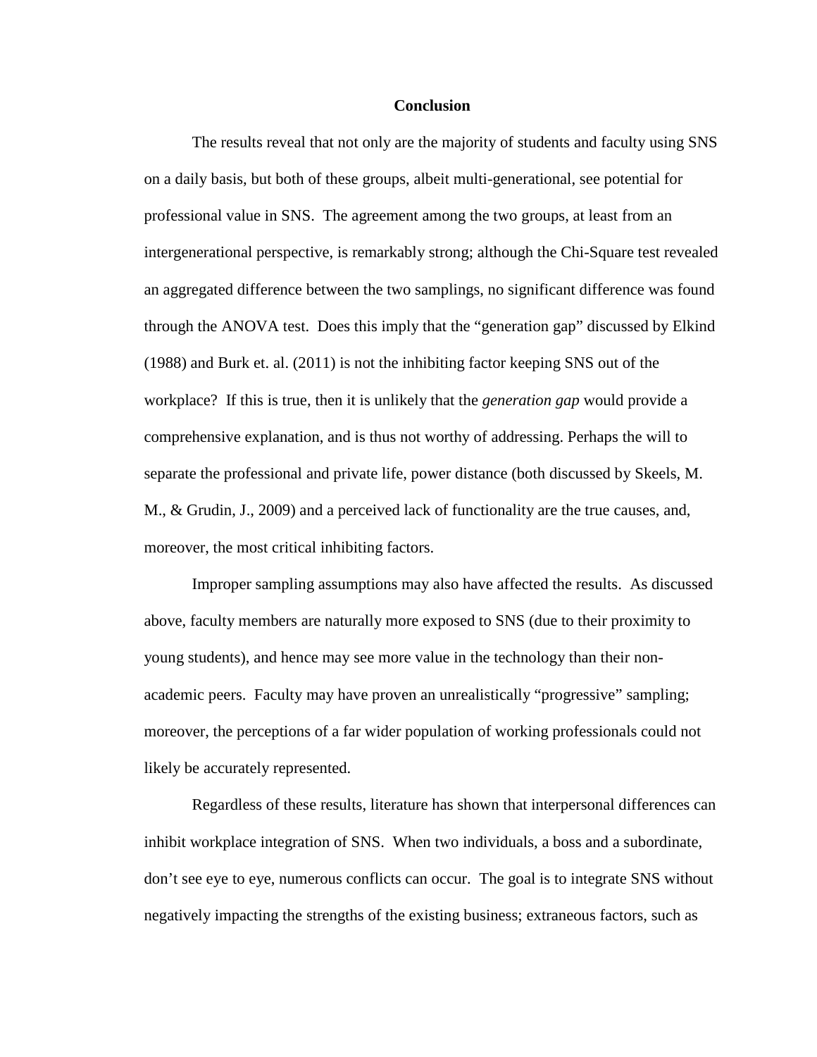## Conclusion

The results reveal that not only are the majority of students and faculty using SNS on a daily basis, but both of these groups, albeit multi-generational, see potential for professional value in SNS. The agreement among the two groups, at least from an intergenerational perspective, is remarkably strong; although the Chi-Square test revealed an aggregated difference between the two samplings, no significant difference was found through the ANOVA test. Does this imply that the "generation gap" discussed by Elkind (1988) and Burk et. al. (2011) is not the inhibiting factor keeping SNS out of the workplace? If this is true, then it is unlikely that the *generation gap* would provide a comprehensive explanation, and is thus not worthy of addressing. Perhaps the will to separate the professional and private life, power distance (both discussed by Skeels, M. M., & Grudin, J., 2009) and a perceived lack of functionality are the true causes, and, moreover, the most critical inhibiting factors.

Improper sampling assumptions may also have affected the results. As discussed above, faculty members are naturally more exposed to SNS (due to their proximity to young students), and hence may see more value in the technology than their non-academic peers. Faculty may have proven an unrealistically "progressive" sampling; moreover, the perceptions of a far wider population of working professionals could not likely be accurately represented.

Regardless of these results, literature has shown that interpersonal differences can inhibit workplace integration of SNS. When two individuals, a boss and a subordinate, don't see eye to eye, numerous conflicts can occur. The goal is to integrate SNS without negatively impacting the strengths of the existing business; extraneous factors, such as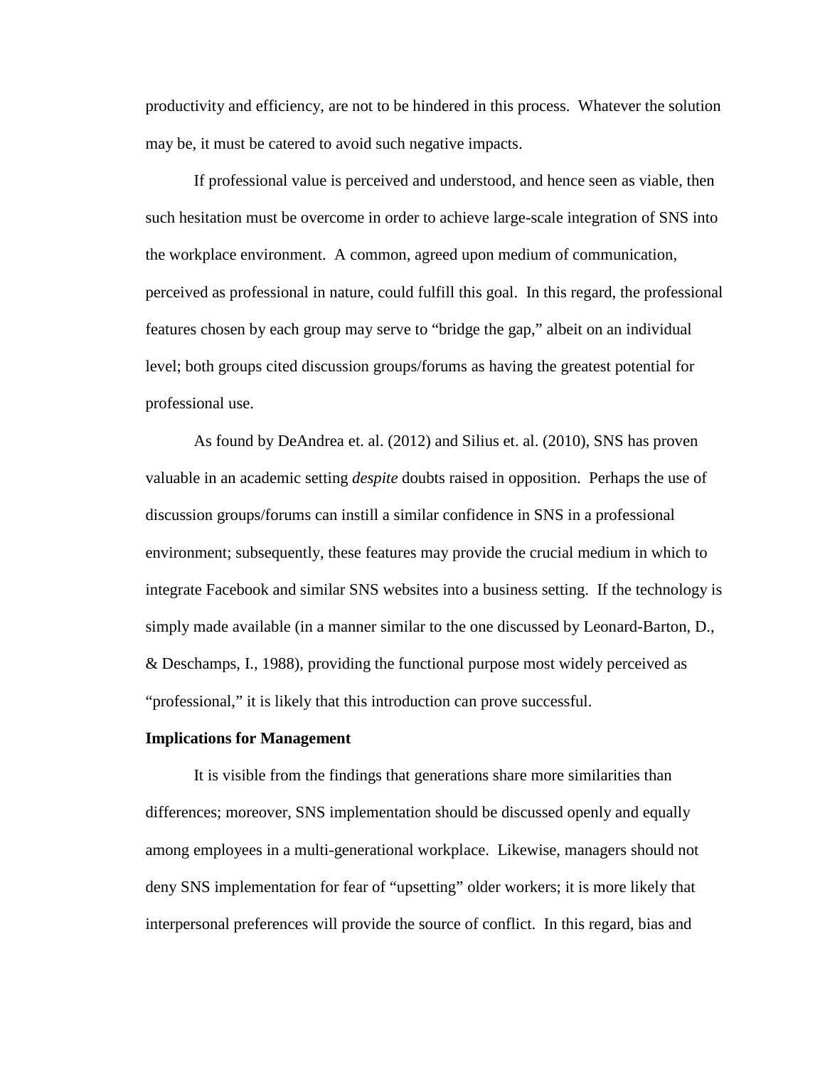productivity and efficiency, are not to be hindered in this process. Whatever the solution may be, it must be catered to avoid such negative impacts.

If professional value is perceived and understood, and hence seen as viable, then such hesitation must be overcome in order to achieve large-scale integration of SNS into the workplace environment. A common, agreed upon medium of communication, perceived as professional in nature, could fulfill this goal. In this regard, the professional features chosen by each group may serve to "bridge the gap," albeit on an individual level; both groups cited discussion groups/forums as having the greatest potential for professional use.

As found by DeAndrea et. al. (2012) and Silius et. al. (2010), SNS has proven valuable in an academic setting *despite* doubts raised in opposition. Perhaps the use of discussion groups/forums can instill a similar confidence in SNS in a professional environment; subsequently, these features may provide the crucial medium in which to integrate Facebook and similar SNS websites into a business setting. If the technology is simply made available (in a manner similar to the one discussed by Leonard-Barton, D., & Deschamps, I., 1988), providing the functional purpose most widely perceived as "professional," it is likely that this introduction can prove successful.

**Implications for Management**

It is visible from the findings that generations share more similarities than differences; moreover, SNS implementation should be discussed openly and equally among employees in a multi-generational workplace. Likewise, managers should not deny SNS implementation for fear of "upsetting" older workers; it is more likely that interpersonal preferences will provide the source of conflict. In this regard, bias and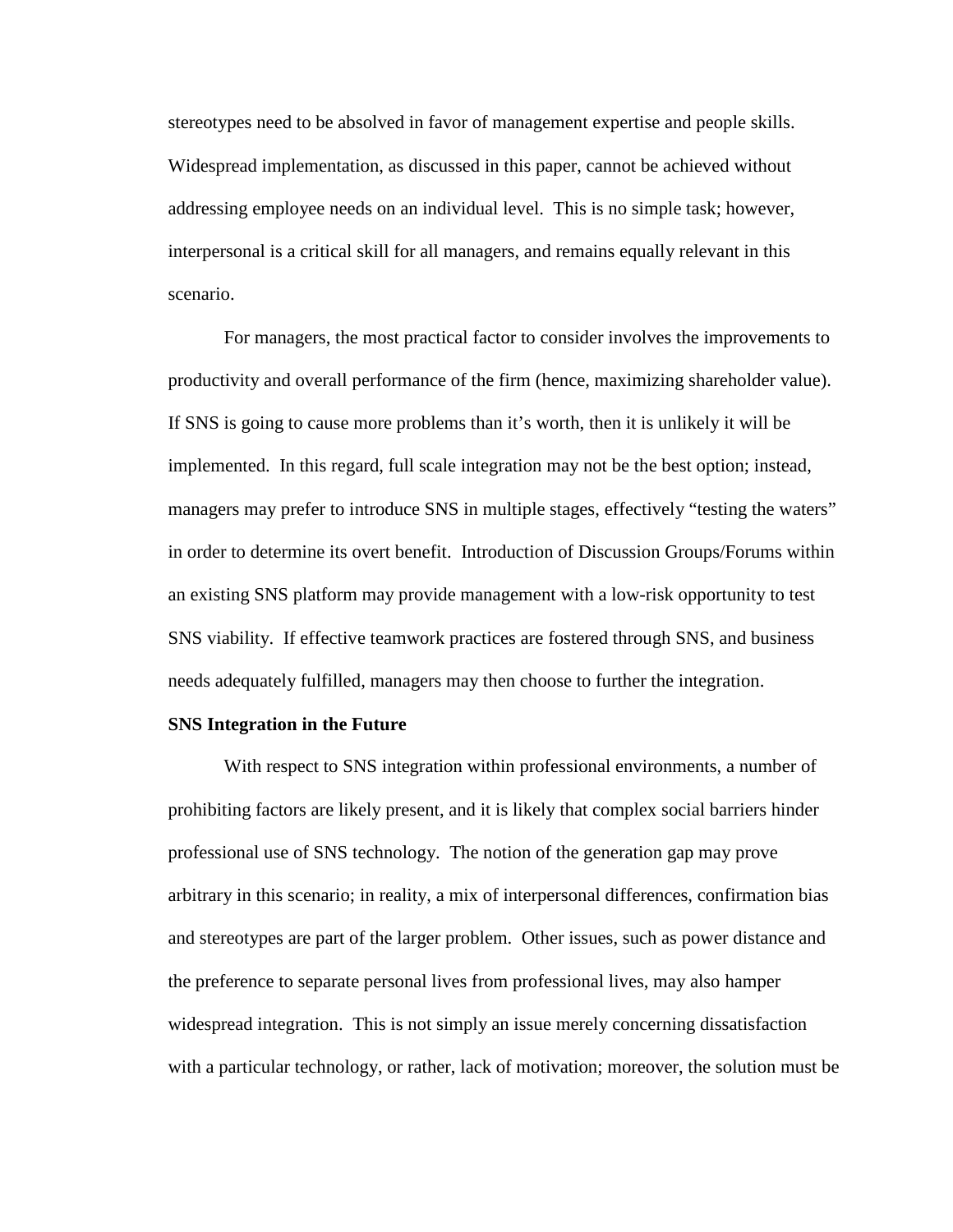stereotypes need to be absolved in favor of management expertise and people skills. Widespread implementation, as discussed in this paper, cannot be achieved without addressing employee needs on an individual level. This is no simple task; however, interpersonal is a critical skill for all managers, and remains equally relevant in this scenario.

For managers, the most practical factor to consider involves the improvements to productivity and overall performance of the firm (hence, maximizing shareholder value). If SNS is going to cause more problems than it's worth, then it is unlikely it will be implemented. In this regard, full scale integration may not be the best option; instead, managers may prefer to introduce SNS in multiple stages, effectively "testing the waters" in order to determine its overt benefit. Introduction of Discussion Groups/Forums within an existing SNS platform may provide management with a low-risk opportunity to test SNS viability. If effective teamwork practices are fostered through SNS, and business needs adequately fulfilled, managers may then choose to further the integration.

**SNS Integration in the Future**

With respect to SNS integration within professional environments, a number of prohibiting factors are likely present, and it is likely that complex social barriers hinder professional use of SNS technology. The notion of the generation gap may prove arbitrary in this scenario; in reality, a mix of interpersonal differences, confirmation bias and stereotypes are part of the larger problem. Other issues, such as power distance and the preference to separate personal lives from professional lives, may also hamper widespread integration. This is not simply an issue merely concerning dissatisfaction with a particular technology, or rather, lack of motivation; moreover, the solution must be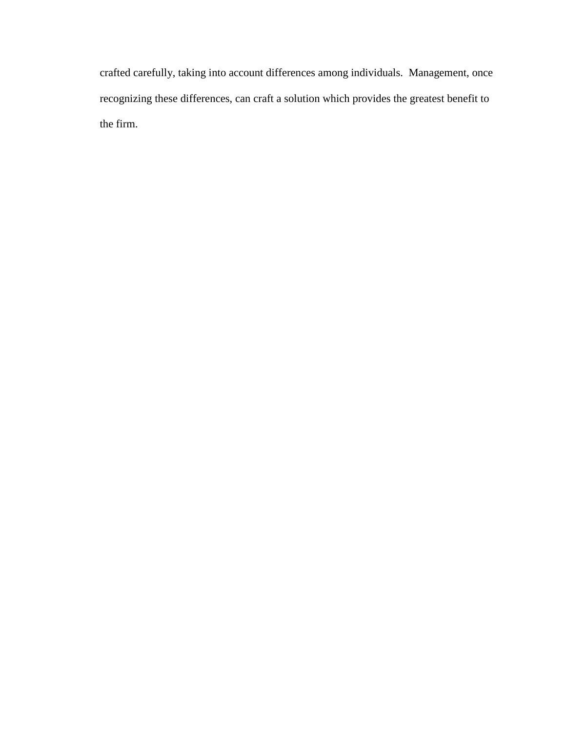crafted carefully, taking into account differences among individuals.  Management, once recognizing these differences, can craft a solution which provides the greatest benefit to the firm.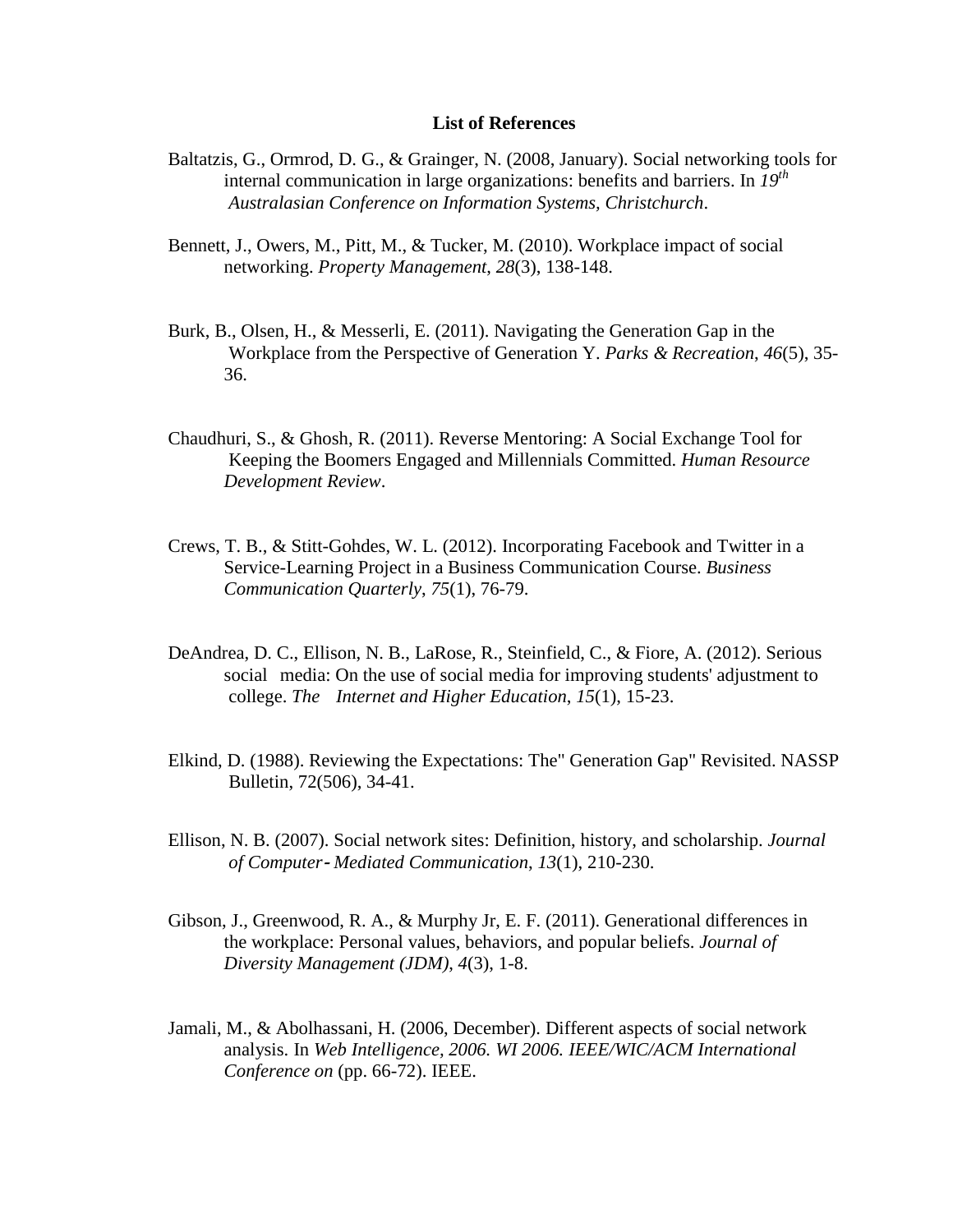**List of References**

Baltatzis, G., Ormrod, D. G., & Grainger, N. (2008, January). Social networking tools for internal communication in large organizations: benefits and barriers. In *19th Australasian Conference on Information Systems, Christchurch*.

Bennett, J., Owers, M., Pitt, M., & Tucker, M. (2010). Workplace impact of social networking. *Property Management*, *28*(3), 138-148.

Burk, B., Olsen, H., & Messerli, E. (2011). Navigating the Generation Gap in the Workplace from the Perspective of Generation Y. *Parks & Recreation*, *46*(5), 35-36.

Chaudhuri, S., & Ghosh, R. (2011). Reverse Mentoring: A Social Exchange Tool for Keeping the Boomers Engaged and Millennials Committed. *Human Resource Development Review*.

Crews, T. B., & Stitt-Gohdes, W. L. (2012). Incorporating Facebook and Twitter in a Service-Learning Project in a Business Communication Course. *Business Communication Quarterly*, *75*(1), 76-79.

DeAndrea, D. C., Ellison, N. B., LaRose, R., Steinfield, C., & Fiore, A. (2012). Serious social media: On the use of social media for improving students' adjustment to college. *The Internet and Higher Education*, *15*(1), 15-23.

Elkind, D. (1988). Reviewing the Expectations: The" Generation Gap" Revisited. NASSP Bulletin, 72(506), 34-41.

Ellison, N. B. (2007). Social network sites: Definition, history, and scholarship. *Journal of Computer‐Mediated Communication*, *13*(1), 210-230.

Gibson, J., Greenwood, R. A., & Murphy Jr, E. F. (2011). Generational differences in the workplace: Personal values, behaviors, and popular beliefs. *Journal of Diversity Management (JDM)*, *4*(3), 1-8.

Jamali, M., & Abolhassani, H. (2006, December). Different aspects of social network analysis. In *Web Intelligence, 2006. WI 2006. IEEE/WIC/ACM International Conference on* (pp. 66-72). IEEE.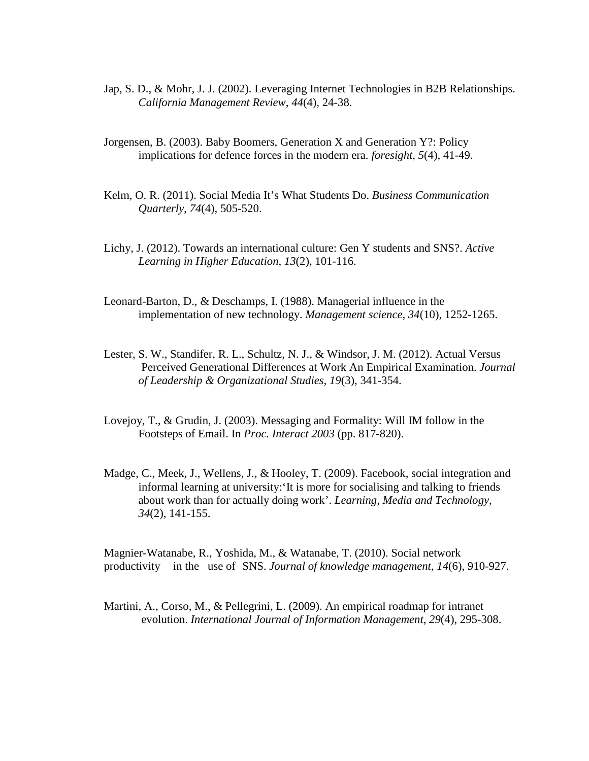Jap, S. D., & Mohr, J. J. (2002). Leveraging Internet Technologies in B2B Relationships. *California Management Review*, *44*(4), 24-38.

Jorgensen, B. (2003). Baby Boomers, Generation X and Generation Y?: Policy implications for defence forces in the modern era. *foresight*, *5*(4), 41-49.

Kelm, O. R. (2011). Social Media It's What Students Do. *Business Communication Quarterly*, *74*(4), 505-520.

Lichy, J. (2012). Towards an international culture: Gen Y students and SNS?. *Active Learning in Higher Education*, *13*(2), 101-116.

Leonard-Barton, D., & Deschamps, I. (1988). Managerial influence in the implementation of new technology. *Management science*, *34*(10), 1252-1265.

Lester, S. W., Standifer, R. L., Schultz, N. J., & Windsor, J. M. (2012). Actual Versus Perceived Generational Differences at Work An Empirical Examination. *Journal of Leadership & Organizational Studies*, *19*(3), 341-354.

Lovejoy, T., & Grudin, J. (2003). Messaging and Formality: Will IM follow in the Footsteps of Email. In *Proc. Interact 2003* (pp. 817-820).

Madge, C., Meek, J., Wellens, J., & Hooley, T. (2009). Facebook, social integration and informal learning at university:'It is more for socialising and talking to friends about work than for actually doing work'. *Learning, Media and Technology*, *34*(2), 141-155.

Magnier-Watanabe, R., Yoshida, M., & Watanabe, T. (2010). Social network productivity in the use of SNS. *Journal of knowledge management*, *14*(6), 910-927.

Martini, A., Corso, M., & Pellegrini, L. (2009). An empirical roadmap for intranet evolution. *International Journal of Information Management*, *29*(4), 295-308.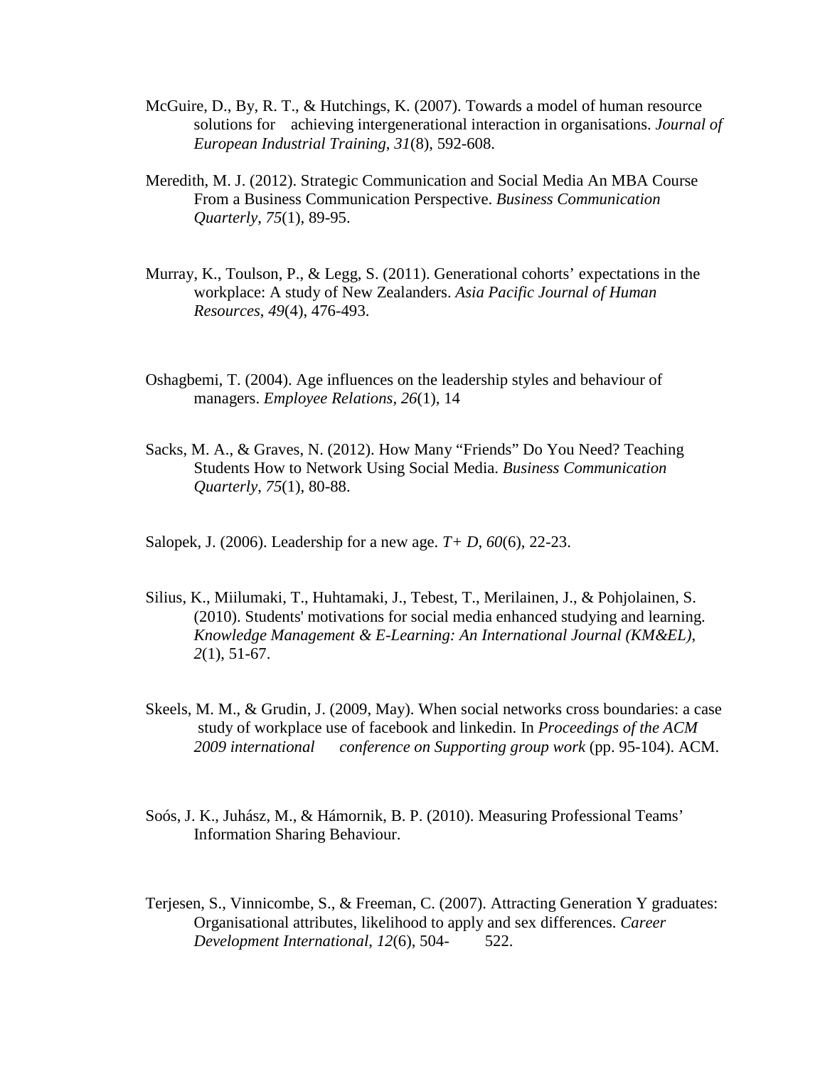McGuire, D., By, R. T., & Hutchings, K. (2007). Towards a model of human resource solutions for achieving intergenerational interaction in organisations. *Journal of European Industrial Training*, *31*(8), 592-608.

Meredith, M. J. (2012). Strategic Communication and Social Media An MBA Course From a Business Communication Perspective. *Business Communication Quarterly*, *75*(1), 89-95.

Murray, K., Toulson, P., & Legg, S. (2011). Generational cohorts' expectations in the workplace: A study of New Zealanders. *Asia Pacific Journal of Human Resources*, *49*(4), 476-493.

Oshagbemi, T. (2004). Age influences on the leadership styles and behaviour of managers. *Employee Relations*, *26*(1), 14

Sacks, M. A., & Graves, N. (2012). How Many "Friends" Do You Need? Teaching Students How to Network Using Social Media. *Business Communication Quarterly*, *75*(1), 80-88.

Salopek, J. (2006). Leadership for a new age. *T+ D*, *60*(6), 22-23.

Silius, K., Miilumaki, T., Huhtamaki, J., Tebest, T., Merilainen, J., & Pohjolainen, S. (2010). Students' motivations for social media enhanced studying and learning. *Knowledge Management & E-Learning: An International Journal (KM&EL)*, *2*(1), 51-67.

Skeels, M. M., & Grudin, J. (2009, May). When social networks cross boundaries: a case study of workplace use of facebook and linkedin. In *Proceedings of the ACM 2009 international conference on Supporting group work* (pp. 95-104). ACM.

Soós, J. K., Juhász, M., & Hámornik, B. P. (2010). Measuring Professional Teams' Information Sharing Behaviour.

Terjesen, S., Vinnicombe, S., & Freeman, C. (2007). Attracting Generation Y graduates: Organisational attributes, likelihood to apply and sex differences. *Career Development International*, *12*(6), 504-522.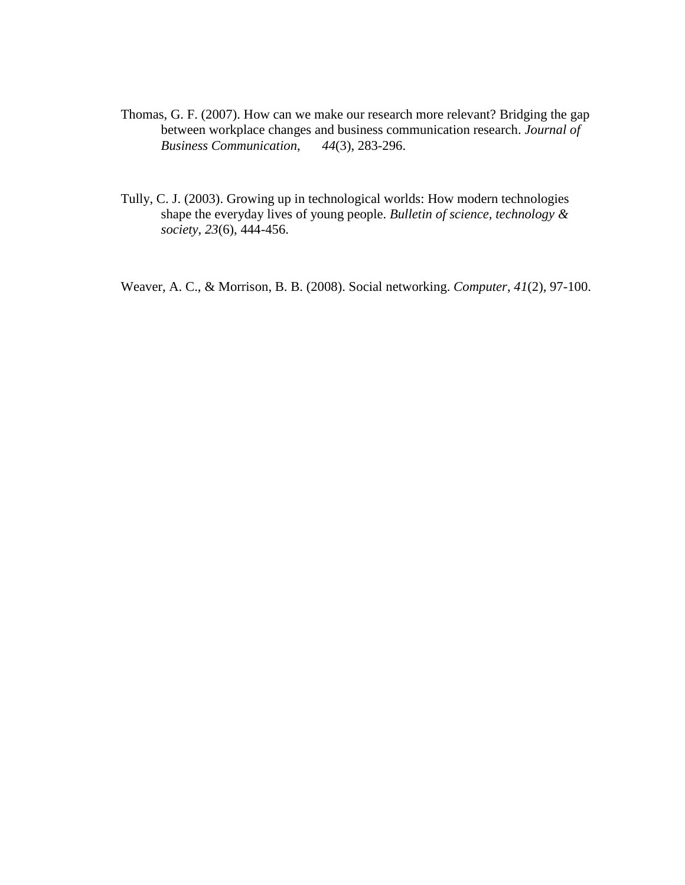Thomas, G. F. (2007). How can we make our research more relevant? Bridging the gap between workplace changes and business communication research. *Journal of Business Communication*, *44*(3), 283-296.

Tully, C. J. (2003). Growing up in technological worlds: How modern technologies shape the everyday lives of young people. *Bulletin of science, technology & society*, *23*(6), 444-456.

Weaver, A. C., & Morrison, B. B. (2008). Social networking. *Computer*, *41*(2), 97-100.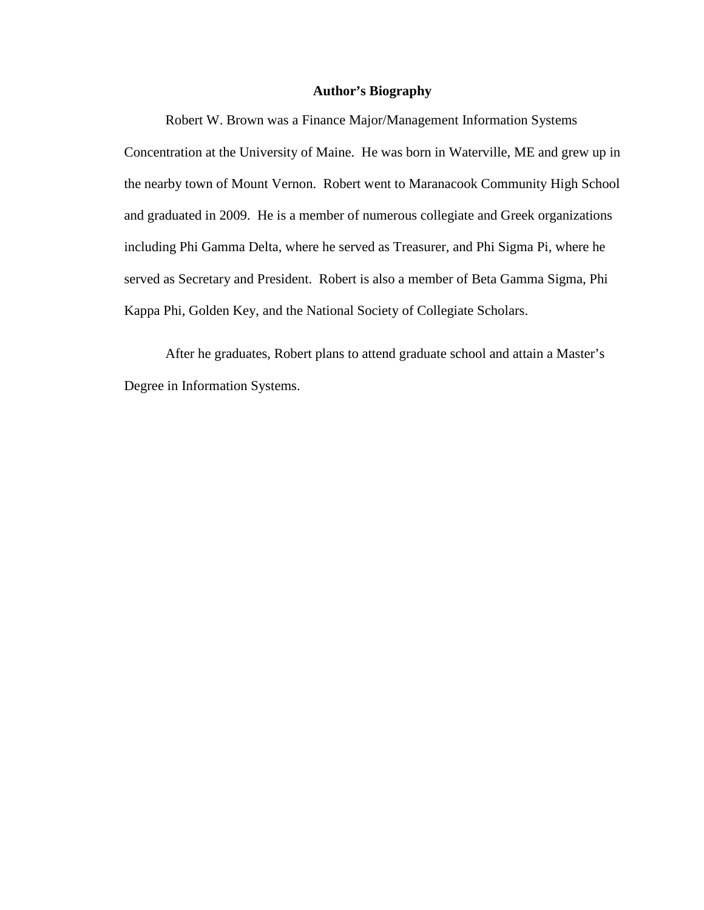# Author's Biography

Robert W. Brown was a Finance Major/Management Information Systems Concentration at the University of Maine. He was born in Waterville, ME and grew up in the nearby town of Mount Vernon. Robert went to Maranacook Community High School and graduated in 2009. He is a member of numerous collegiate and Greek organizations including Phi Gamma Delta, where he served as Treasurer, and Phi Sigma Pi, where he served as Secretary and President. Robert is also a member of Beta Gamma Sigma, Phi Kappa Phi, Golden Key, and the National Society of Collegiate Scholars.

After he graduates, Robert plans to attend graduate school and attain a Master's Degree in Information Systems.